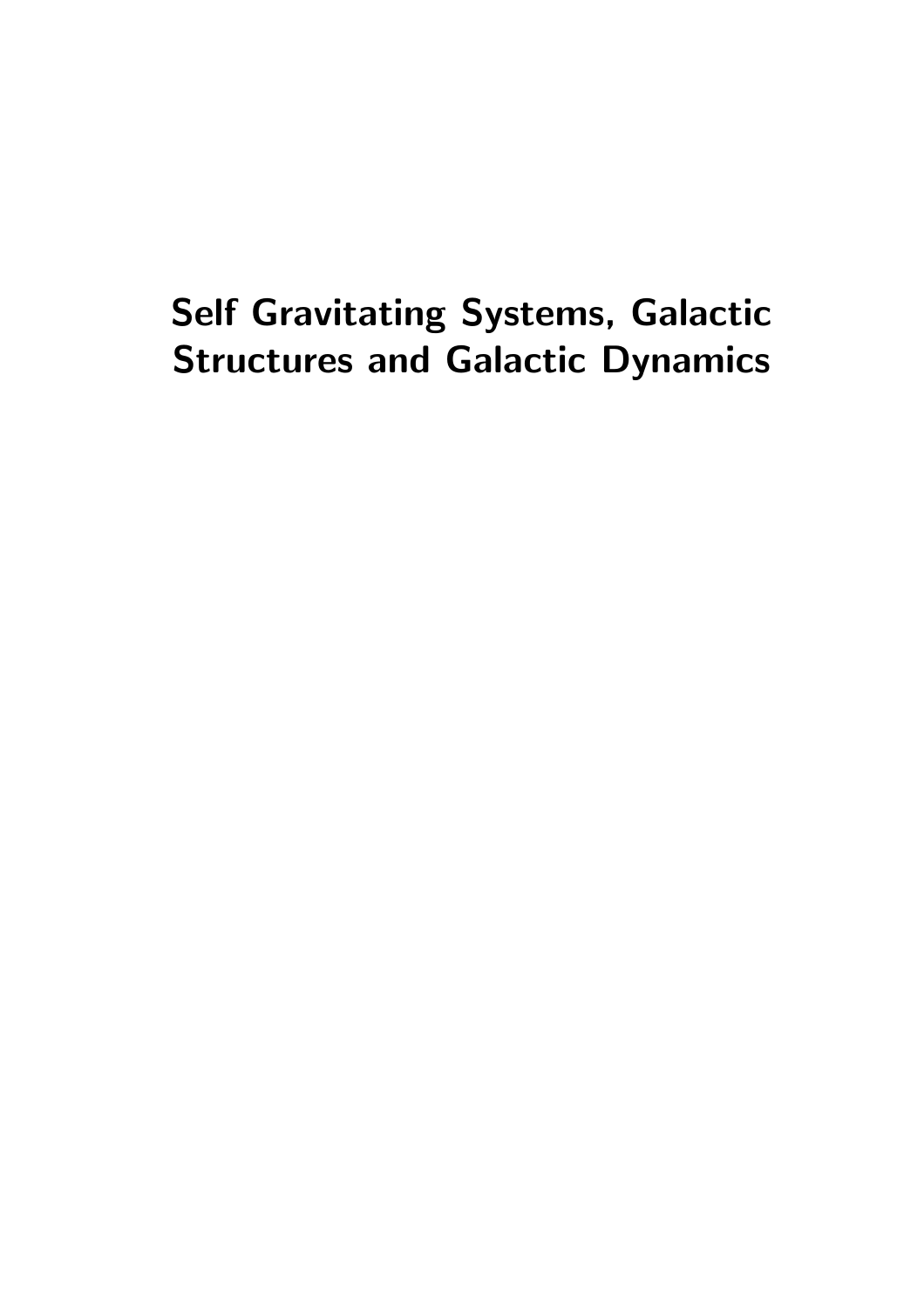# Self Gravitating Systems, Galactic Structures and Galactic Dynamics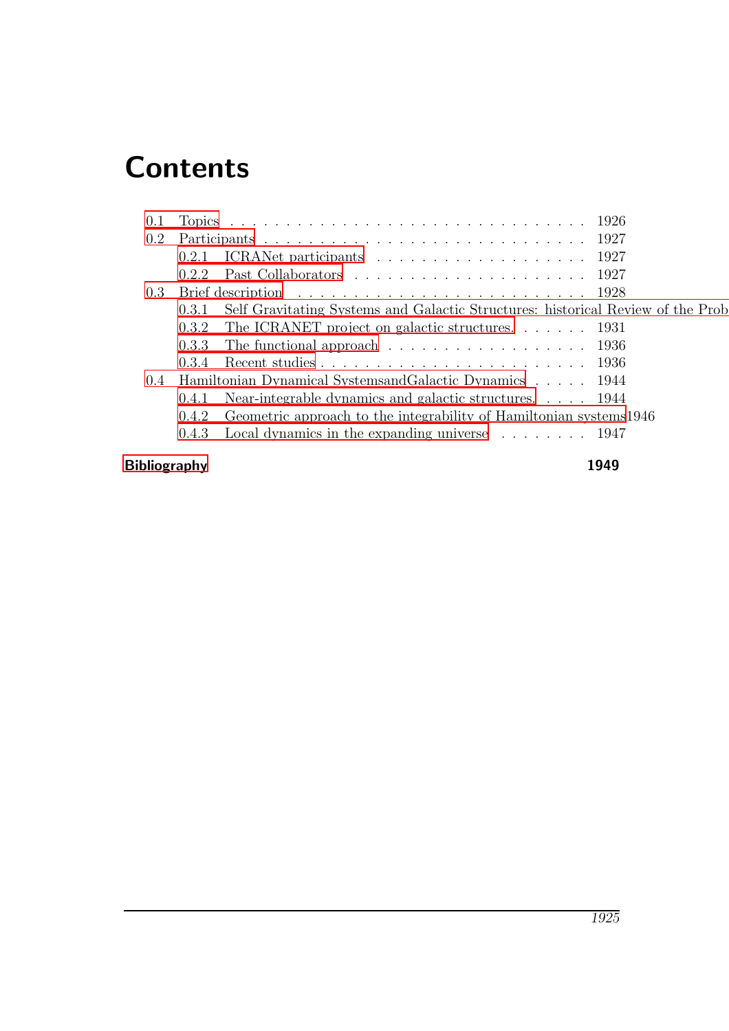# Contents

- 0.1 Topics . . . . . . . . . . . . . . . . . . . . . . . . . . . . . . . 1926
- 0.2 Participants . . . . . . . . . . . . . . . . . . . . . . . . . . . . 1927
  - 0.2.1 ICRANet participants . . . . . . . . . . . . . . . . . . . 1927
  - 0.2.2 Past Collaborators . . . . . . . . . . . . . . . . . . . . 1927
- 0.3 Brief description . . . . . . . . . . . . . . . . . . . . . . . . . 1928
  - 0.3.1 Self Gravitating Systems and Galactic Structures: historical Review of the Prob
  - 0.3.2 The ICRANET project on galactic structures. . . . . . . 1931
  - 0.3.3 The functional approach . . . . . . . . . . . . . . . . . 1936
  - 0.3.4 Recent studies . . . . . . . . . . . . . . . . . . . . . . 1936
- 0.4 Hamiltonian Dynamical SystemsandGalactic Dynamics . . . . . 1944
  - 0.4.1 Near-integrable dynamics and galactic structures. . . . . 1944
  - 0.4.2 Geometric approach to the integrability of Hamiltonian systems 1946
  - 0.4.3 Local dynamics in the expanding universe . . . . . . . . 1947

**Bibliography** **1949**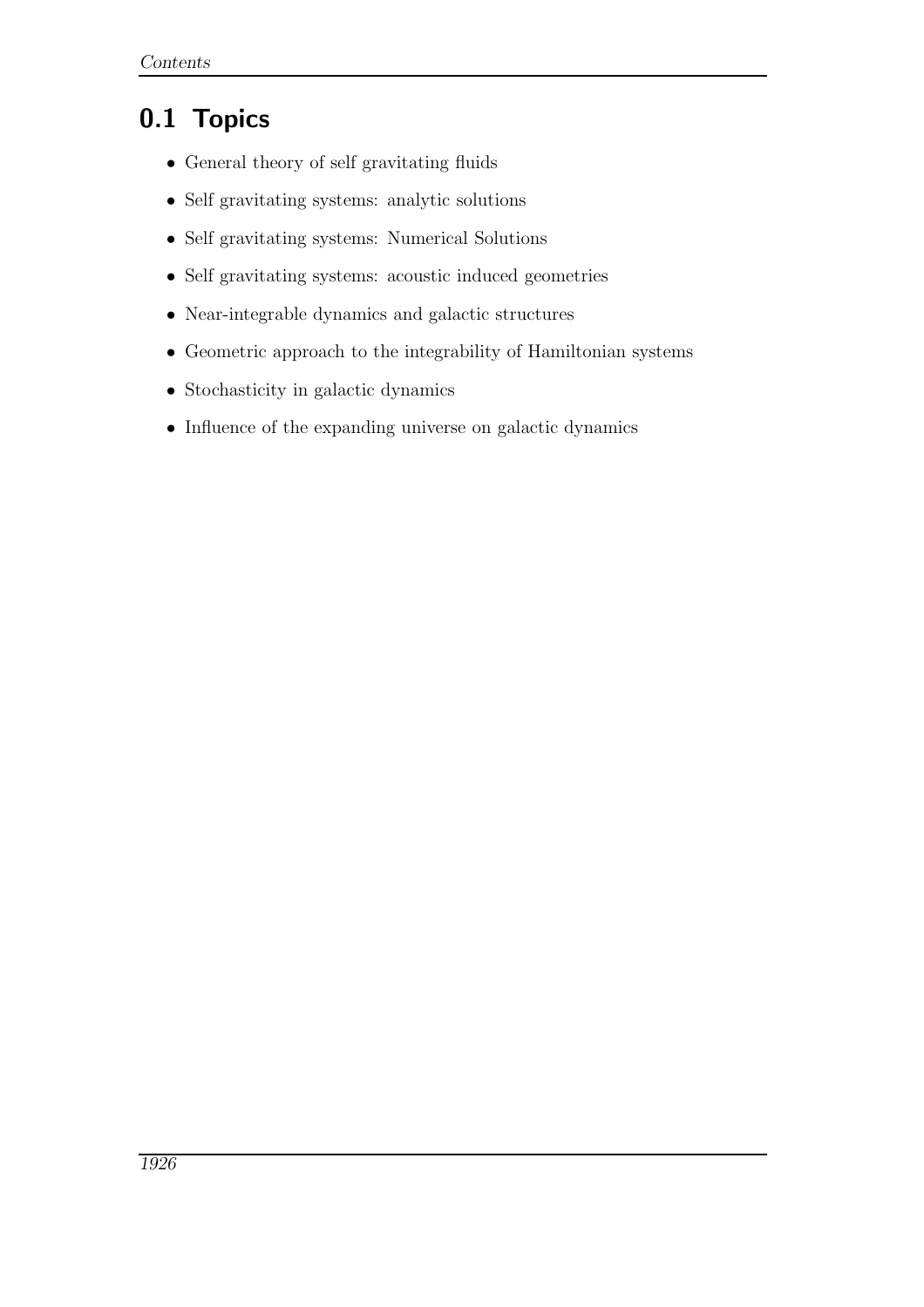## 0.1 Topics

- General theory of self gravitating fluids
- Self gravitating systems: analytic solutions
- Self gravitating systems: Numerical Solutions
- Self gravitating systems: acoustic induced geometries
- Near-integrable dynamics and galactic structures
- Geometric approach to the integrability of Hamiltonian systems
- Stochasticity in galactic dynamics
- Influence of the expanding universe on galactic dynamics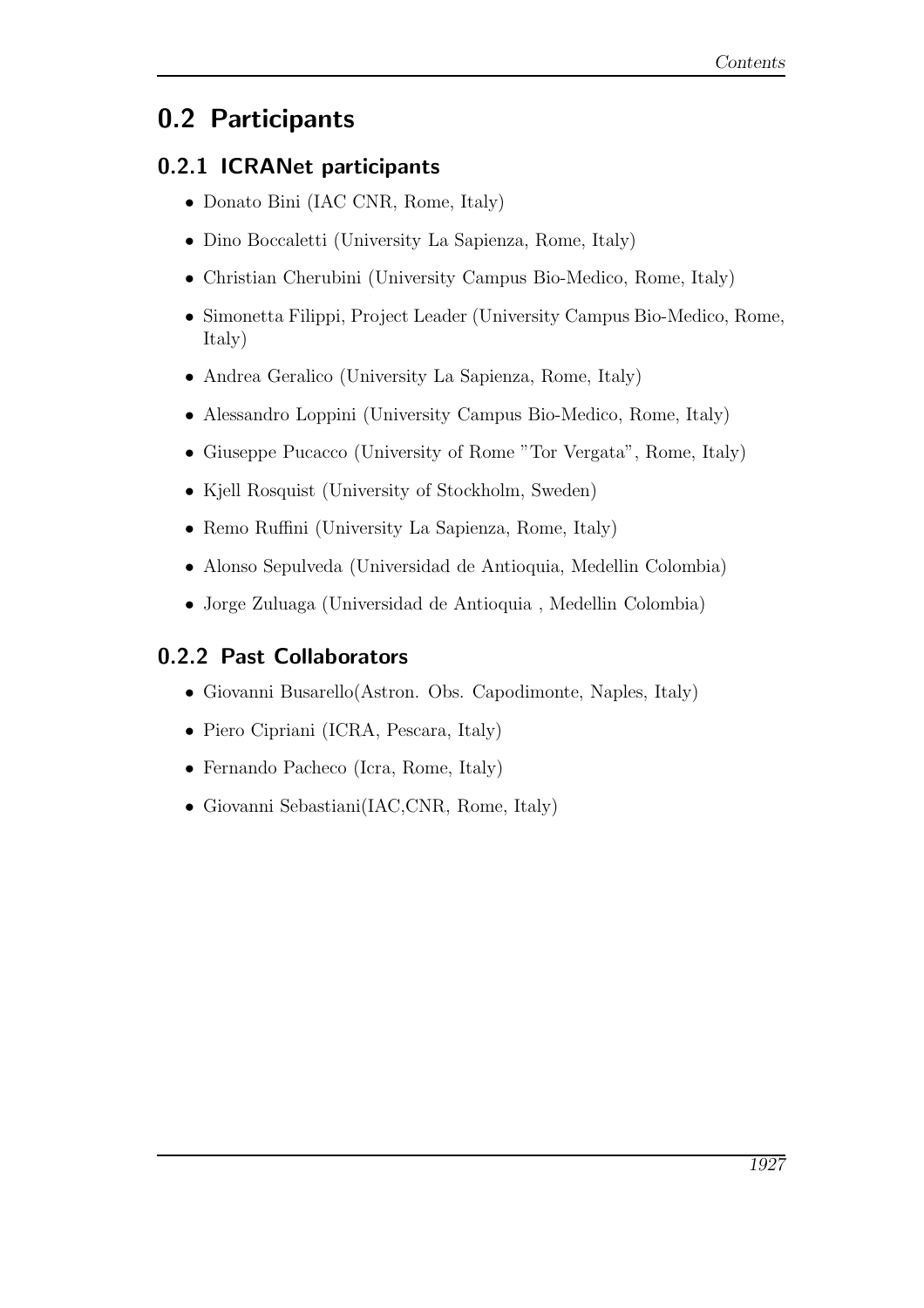## 0.2 Participants

### 0.2.1 ICRANet participants

- Donato Bini (IAC CNR, Rome, Italy)
- Dino Boccaletti (University La Sapienza, Rome, Italy)
- Christian Cherubini (University Campus Bio-Medico, Rome, Italy)
- Simonetta Filippi, Project Leader (University Campus Bio-Medico, Rome, Italy)
- Andrea Geralico (University La Sapienza, Rome, Italy)
- Alessandro Loppini (University Campus Bio-Medico, Rome, Italy)
- Giuseppe Pucacco (University of Rome "Tor Vergata", Rome, Italy)
- Kjell Rosquist (University of Stockholm, Sweden)
- Remo Ruffini (University La Sapienza, Rome, Italy)
- Alonso Sepulveda (Universidad de Antioquia, Medellin Colombia)
- Jorge Zuluaga (Universidad de Antioquia , Medellin Colombia)

### 0.2.2 Past Collaborators

- Giovanni Busarello(Astron. Obs. Capodimonte, Naples, Italy)
- Piero Cipriani (ICRA, Pescara, Italy)
- Fernando Pacheco (Icra, Rome, Italy)
- Giovanni Sebastiani(IAC,CNR, Rome, Italy)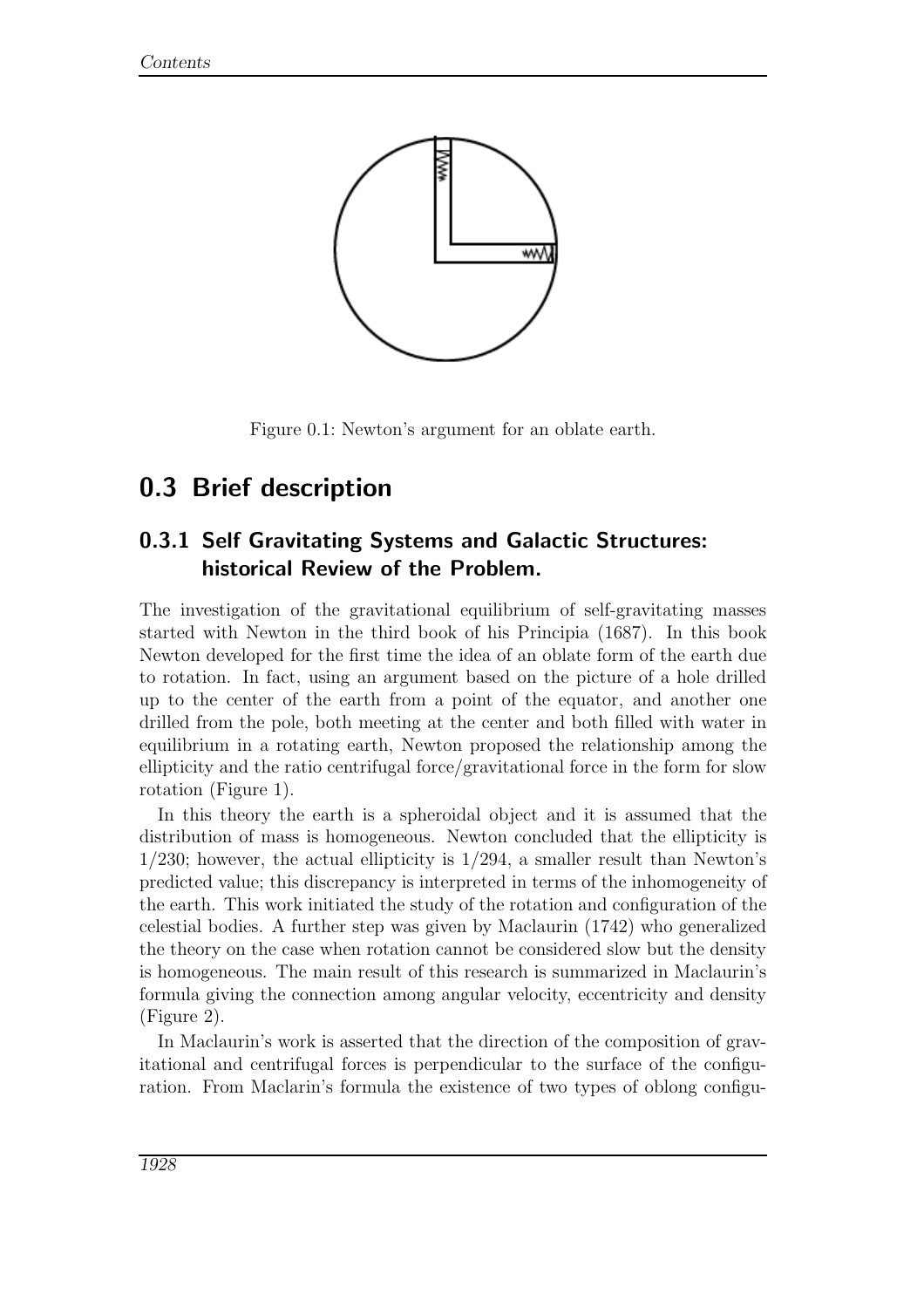Figure 0.1: Newton's argument for an oblate earth.

## 0.3 Brief description

### 0.3.1 Self Gravitating Systems and Galactic Structures: historical Review of the Problem.

The investigation of the gravitational equilibrium of self-gravitating masses started with Newton in the third book of his Principia (1687). In this book Newton developed for the first time the idea of an oblate form of the earth due to rotation. In fact, using an argument based on the picture of a hole drilled up to the center of the earth from a point of the equator, and another one drilled from the pole, both meeting at the center and both filled with water in equilibrium in a rotating earth, Newton proposed the relationship among the ellipticity and the ratio centrifugal force/gravitational force in the form for slow rotation (Figure 1).

In this theory the earth is a spheroidal object and it is assumed that the distribution of mass is homogeneous. Newton concluded that the ellipticity is 1/230; however, the actual ellipticity is 1/294, a smaller result than Newton's predicted value; this discrepancy is interpreted in terms of the inhomogeneity of the earth. This work initiated the study of the rotation and configuration of the celestial bodies. A further step was given by Maclaurin (1742) who generalized the theory on the case when rotation cannot be considered slow but the density is homogeneous. The main result of this research is summarized in Maclaurin's formula giving the connection among angular velocity, eccentricity and density (Figure 2).

In Maclaurin's work is asserted that the direction of the composition of gravitational and centrifugal forces is perpendicular to the surface of the configuration. From Maclarin's formula the existence of two types of oblong configu-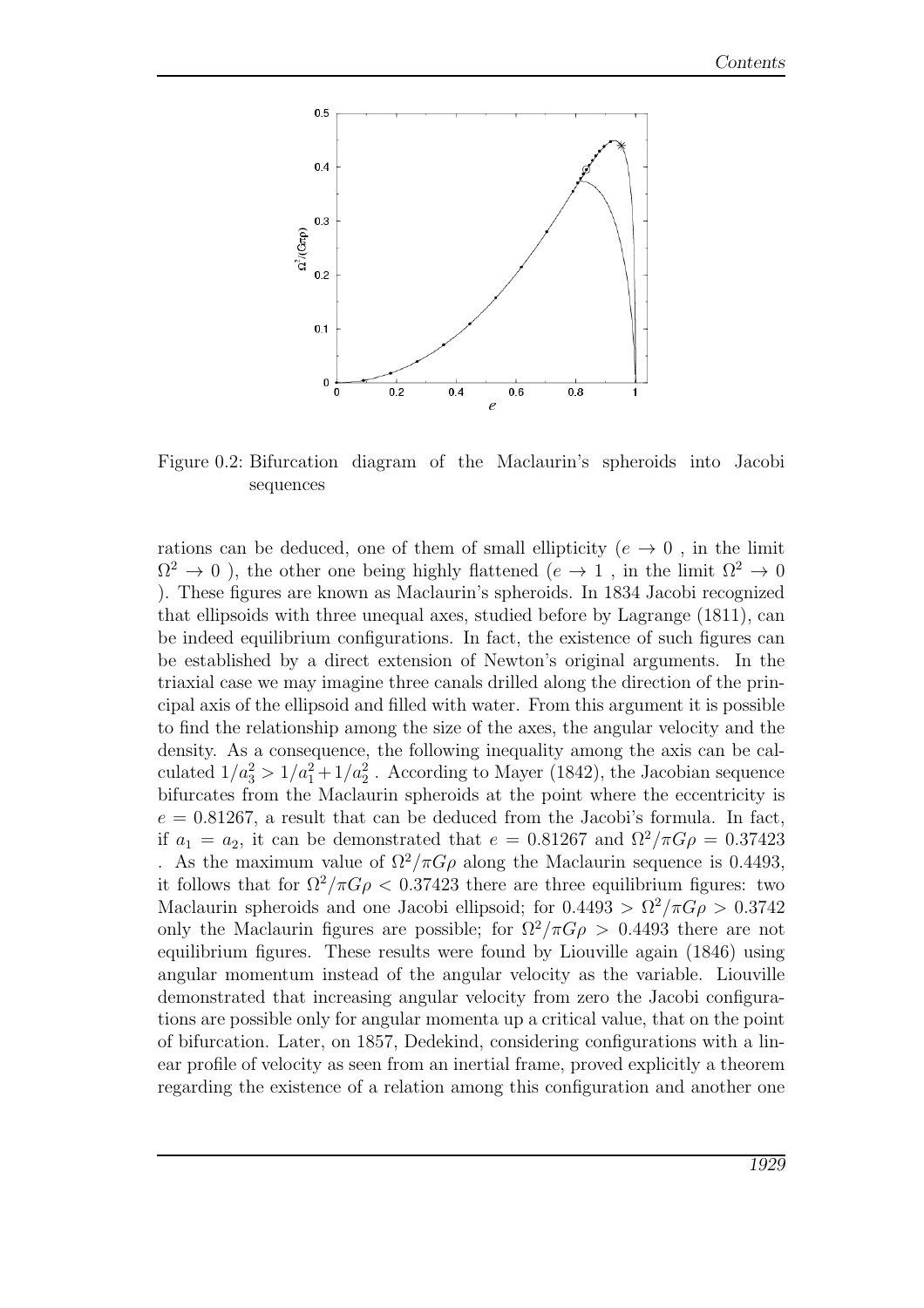Figure 0.2: Bifurcation diagram of the Maclaurin's spheroids into Jacobi sequences

rations can be deduced, one of them of small ellipticity ($e \to 0$ , in the limit $\Omega^2 \to 0$ ), the other one being highly flattened ($e \to 1$ , in the limit $\Omega^2 \to 0$ ). These figures are known as Maclaurin's spheroids. In 1834 Jacobi recognized that ellipsoids with three unequal axes, studied before by Lagrange (1811), can be indeed equilibrium configurations. In fact, the existence of such figures can be established by a direct extension of Newton's original arguments. In the triaxial case we may imagine three canals drilled along the direction of the principal axis of the ellipsoid and filled with water. From this argument it is possible to find the relationship among the size of the axes, the angular velocity and the density. As a consequence, the following inequality among the axis can be calculated $1/a_3^2 > 1/a_1^2 + 1/a_2^2$ . According to Mayer (1842), the Jacobian sequence bifurcates from the Maclaurin spheroids at the point where the eccentricity is $e = 0.81267$, a result that can be deduced from the Jacobi's formula. In fact, if $a_1 = a_2$, it can be demonstrated that $e = 0.81267$ and $\Omega^2/\pi G\rho = 0.37423$ . As the maximum value of $\Omega^2/\pi G\rho$ along the Maclaurin sequence is 0.4493, it follows that for $\Omega^2/\pi G\rho < 0.37423$ there are three equilibrium figures: two Maclaurin spheroids and one Jacobi ellipsoid; for $0.4493 > \Omega^2/\pi G\rho > 0.3742$ only the Maclaurin figures are possible; for $\Omega^2/\pi G\rho > 0.4493$ there are not equilibrium figures. These results were found by Liouville again (1846) using angular momentum instead of the angular velocity as the variable. Liouville demonstrated that increasing angular velocity from zero the Jacobi configurations are possible only for angular momenta up a critical value, that on the point of bifurcation. Later, on 1857, Dedekind, considering configurations with a linear profile of velocity as seen from an inertial frame, proved explicitly a theorem regarding the existence of a relation among this configuration and another one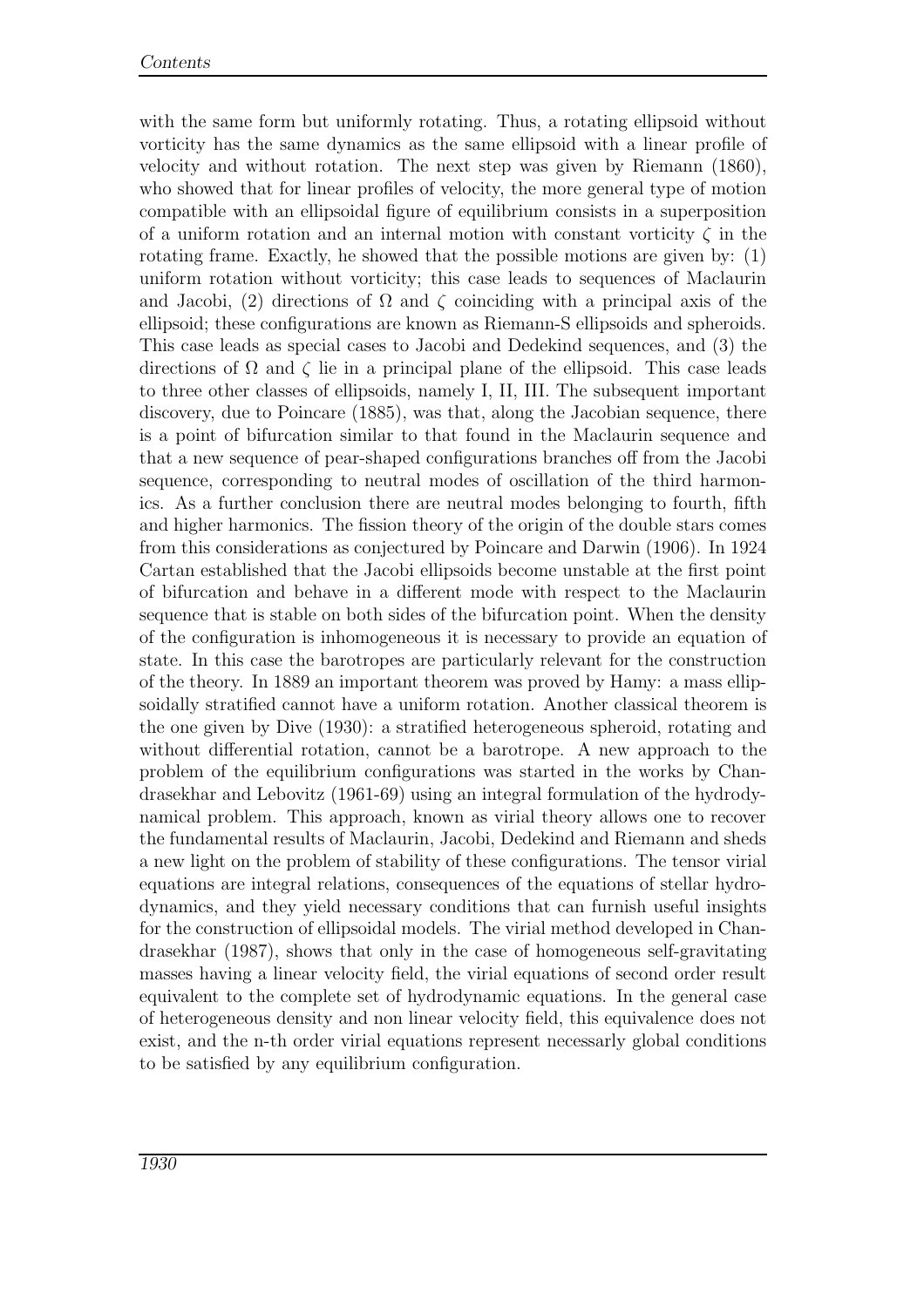with the same form but uniformly rotating. Thus, a rotating ellipsoid without vorticity has the same dynamics as the same ellipsoid with a linear profile of velocity and without rotation. The next step was given by Riemann (1860), who showed that for linear profiles of velocity, the more general type of motion compatible with an ellipsoidal figure of equilibrium consists in a superposition of a uniform rotation and an internal motion with constant vorticity $\zeta$ in the rotating frame. Exactly, he showed that the possible motions are given by: (1) uniform rotation without vorticity; this case leads to sequences of Maclaurin and Jacobi, (2) directions of $\Omega$ and $\zeta$ coinciding with a principal axis of the ellipsoid; these configurations are known as Riemann-S ellipsoids and spheroids. This case leads as special cases to Jacobi and Dedekind sequences, and (3) the directions of $\Omega$ and $\zeta$ lie in a principal plane of the ellipsoid. This case leads to three other classes of ellipsoids, namely I, II, III. The subsequent important discovery, due to Poincare (1885), was that, along the Jacobian sequence, there is a point of bifurcation similar to that found in the Maclaurin sequence and that a new sequence of pear-shaped configurations branches off from the Jacobi sequence, corresponding to neutral modes of oscillation of the third harmonics. As a further conclusion there are neutral modes belonging to fourth, fifth and higher harmonics. The fission theory of the origin of the double stars comes from this considerations as conjectured by Poincare and Darwin (1906). In 1924 Cartan established that the Jacobi ellipsoids become unstable at the first point of bifurcation and behave in a different mode with respect to the Maclaurin sequence that is stable on both sides of the bifurcation point. When the density of the configuration is inhomogeneous it is necessary to provide an equation of state. In this case the barotropes are particularly relevant for the construction of the theory. In 1889 an important theorem was proved by Hamy: a mass ellipsoidally stratified cannot have a uniform rotation. Another classical theorem is the one given by Dive (1930): a stratified heterogeneous spheroid, rotating and without differential rotation, cannot be a barotrope. A new approach to the problem of the equilibrium configurations was started in the works by Chandrasekhar and Lebovitz (1961-69) using an integral formulation of the hydrodynamical problem. This approach, known as virial theory allows one to recover the fundamental results of Maclaurin, Jacobi, Dedekind and Riemann and sheds a new light on the problem of stability of these configurations. The tensor virial equations are integral relations, consequences of the equations of stellar hydrodynamics, and they yield necessary conditions that can furnish useful insights for the construction of ellipsoidal models. The virial method developed in Chandrasekhar (1987), shows that only in the case of homogeneous self-gravitating masses having a linear velocity field, the virial equations of second order result equivalent to the complete set of hydrodynamic equations. In the general case of heterogeneous density and non linear velocity field, this equivalence does not exist, and the n-th order virial equations represent necessarily global conditions to be satisfied by any equilibrium configuration.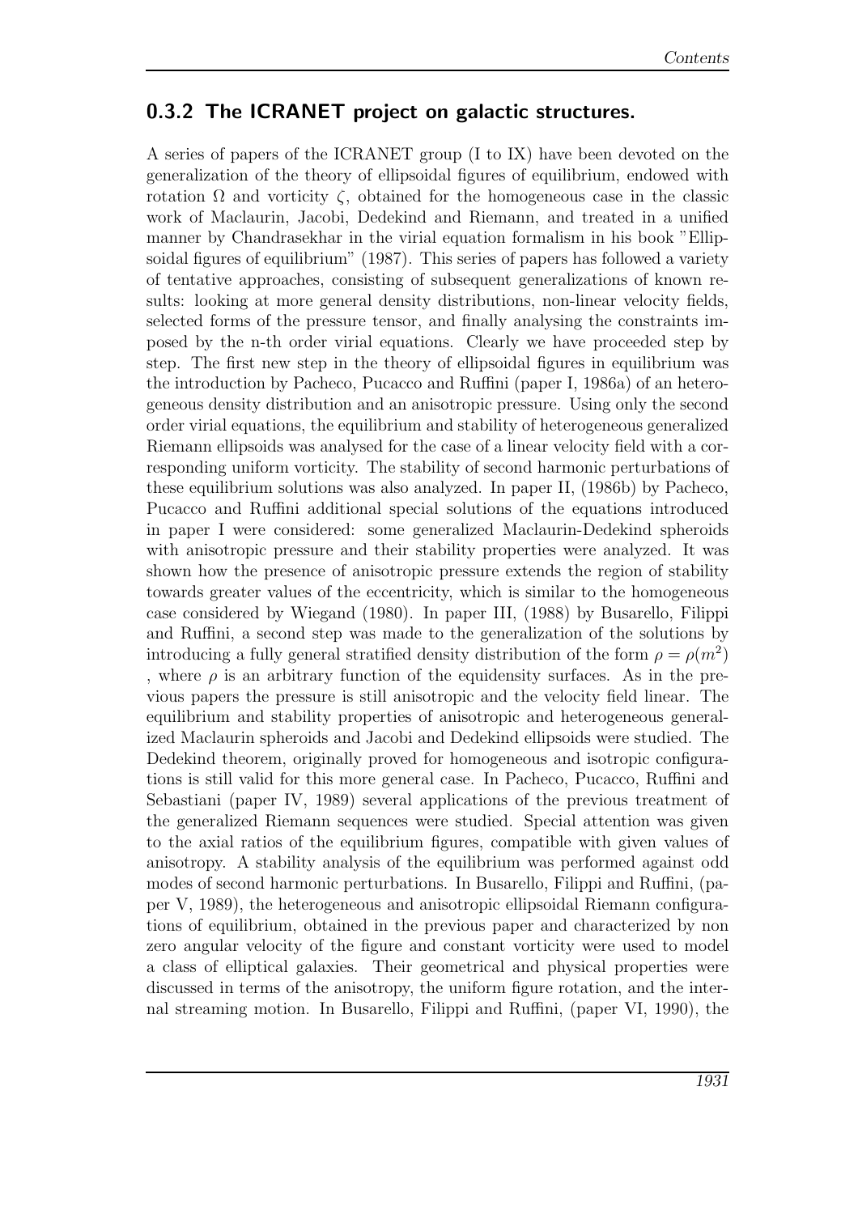### 0.3.2 The ICRANET project on galactic structures.

A series of papers of the ICRANET group (I to IX) have been devoted on the generalization of the theory of ellipsoidal figures of equilibrium, endowed with rotation $\Omega$ and vorticity $\zeta$, obtained for the homogeneous case in the classic work of Maclaurin, Jacobi, Dedekind and Riemann, and treated in a unified manner by Chandrasekhar in the virial equation formalism in his book "Ellipsoidal figures of equilibrium" (1987). This series of papers has followed a variety of tentative approaches, consisting of subsequent generalizations of known results: looking at more general density distributions, non-linear velocity fields, selected forms of the pressure tensor, and finally analysing the constraints imposed by the n-th order virial equations. Clearly we have proceeded step by step. The first new step in the theory of ellipsoidal figures in equilibrium was the introduction by Pacheco, Pucacco and Ruffini (paper I, 1986a) of an heterogeneous density distribution and an anisotropic pressure. Using only the second order virial equations, the equilibrium and stability of heterogeneous generalized Riemann ellipsoids was analysed for the case of a linear velocity field with a corresponding uniform vorticity. The stability of second harmonic perturbations of these equilibrium solutions was also analyzed. In paper II, (1986b) by Pacheco, Pucacco and Ruffini additional special solutions of the equations introduced in paper I were considered: some generalized Maclaurin-Dedekind spheroids with anisotropic pressure and their stability properties were analyzed. It was shown how the presence of anisotropic pressure extends the region of stability towards greater values of the eccentricity, which is similar to the homogeneous case considered by Wiegand (1980). In paper III, (1988) by Busarello, Filippi and Ruffini, a second step was made to the generalization of the solutions by introducing a fully general stratified density distribution of the form $\rho = \rho(m^2)$ , where $\rho$ is an arbitrary function of the equidensity surfaces. As in the previous papers the pressure is still anisotropic and the velocity field linear. The equilibrium and stability properties of anisotropic and heterogeneous generalized Maclaurin spheroids and Jacobi and Dedekind ellipsoids were studied. The Dedekind theorem, originally proved for homogeneous and isotropic configurations is still valid for this more general case. In Pacheco, Pucacco, Ruffini and Sebastiani (paper IV, 1989) several applications of the previous treatment of the generalized Riemann sequences were studied. Special attention was given to the axial ratios of the equilibrium figures, compatible with given values of anisotropy. A stability analysis of the equilibrium was performed against odd modes of second harmonic perturbations. In Busarello, Filippi and Ruffini, (paper V, 1989), the heterogeneous and anisotropic ellipsoidal Riemann configurations of equilibrium, obtained in the previous paper and characterized by non zero angular velocity of the figure and constant vorticity were used to model a class of elliptical galaxies. Their geometrical and physical properties were discussed in terms of the anisotropy, the uniform figure rotation, and the internal streaming motion. In Busarello, Filippi and Ruffini, (paper VI, 1990), the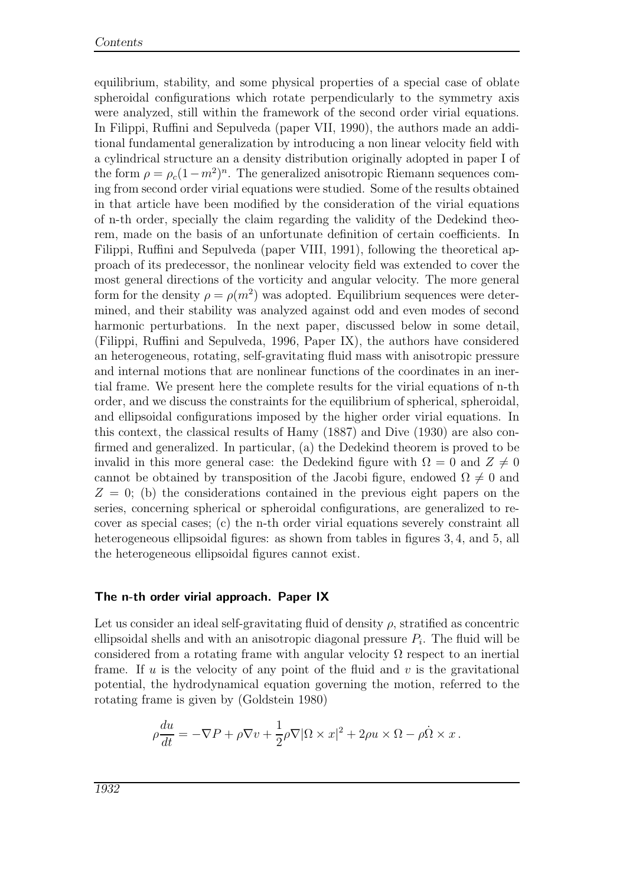equilibrium, stability, and some physical properties of a special case of oblate spheroidal configurations which rotate perpendicularly to the symmetry axis were analyzed, still within the framework of the second order virial equations. In Filippi, Ruffini and Sepulveda (paper VII, 1990), the authors made an additional fundamental generalization by introducing a non linear velocity field with a cylindrical structure an a density distribution originally adopted in paper I of the form $\rho = \rho_c(1-m^2)^n$. The generalized anisotropic Riemann sequences coming from second order virial equations were studied. Some of the results obtained in that article have been modified by the consideration of the virial equations of n-th order, specially the claim regarding the validity of the Dedekind theorem, made on the basis of an unfortunate definition of certain coefficients. In Filippi, Ruffini and Sepulveda (paper VIII, 1991), following the theoretical approach of its predecessor, the nonlinear velocity field was extended to cover the most general directions of the vorticity and angular velocity. The more general form for the density $\rho = \rho(m^2)$ was adopted. Equilibrium sequences were determined, and their stability was analyzed against odd and even modes of second harmonic perturbations. In the next paper, discussed below in some detail, (Filippi, Ruffini and Sepulveda, 1996, Paper IX), the authors have considered an heterogeneous, rotating, self-gravitating fluid mass with anisotropic pressure and internal motions that are nonlinear functions of the coordinates in an inertial frame. We present here the complete results for the virial equations of n-th order, and we discuss the constraints for the equilibrium of spherical, spheroidal, and ellipsoidal configurations imposed by the higher order virial equations. In this context, the classical results of Hamy (1887) and Dive (1930) are also confirmed and generalized. In particular, (a) the Dedekind theorem is proved to be invalid in this more general case: the Dedekind figure with $\Omega = 0$ and $Z \neq 0$ cannot be obtained by transposition of the Jacobi figure, endowed $\Omega \neq 0$ and $Z = 0$; (b) the considerations contained in the previous eight papers on the series, concerning spherical or spheroidal configurations, are generalized to recover as special cases; (c) the n-th order virial equations severely constraint all heterogeneous ellipsoidal figures: as shown from tables in figures 3, 4, and 5, all the heterogeneous ellipsoidal figures cannot exist.

### The n-th order virial approach. Paper IX

Let us consider an ideal self-gravitating fluid of density $\rho$, stratified as concentric ellipsoidal shells and with an anisotropic diagonal pressure $P_i$. The fluid will be considered from a rotating frame with angular velocity $\Omega$ respect to an inertial frame. If $u$ is the velocity of any point of the fluid and $v$ is the gravitational potential, the hydrodynamical equation governing the motion, referred to the rotating frame is given by (Goldstein 1980)

$$\rho \frac{du}{dt} = -\nabla P + \rho \nabla v + \frac{1}{2}\rho \nabla |\Omega \times x|^2 + 2\rho u \times \Omega - \rho \dot{\Omega} \times x\,.$$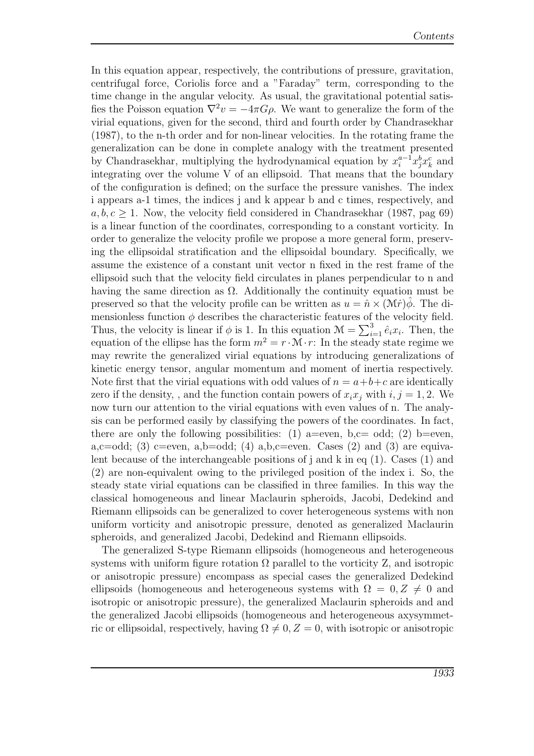In this equation appear, respectively, the contributions of pressure, gravitation, centrifugal force, Coriolis force and a "Faraday" term, corresponding to the time change in the angular velocity. As usual, the gravitational potential satisfies the Poisson equation $\nabla^2 v = -4\pi G\rho$. We want to generalize the form of the virial equations, given for the second, third and fourth order by Chandrasekhar (1987), to the n-th order and for non-linear velocities. In the rotating frame the generalization can be done in complete analogy with the treatment presented by Chandrasekhar, multiplying the hydrodynamical equation by $x_i^{a-1}x_j^b x_k^c$ and integrating over the volume V of an ellipsoid. That means that the boundary of the configuration is defined; on the surface the pressure vanishes. The index i appears a-1 times, the indices j and k appear b and c times, respectively, and $a, b, c \geq 1$. Now, the velocity field considered in Chandrasekhar (1987, pag 69) is a linear function of the coordinates, corresponding to a constant vorticity. In order to generalize the velocity profile we propose a more general form, preserving the ellipsoidal stratification and the ellipsoidal boundary. Specifically, we assume the existence of a constant unit vector n fixed in the rest frame of the ellipsoid such that the velocity field circulates in planes perpendicular to n and having the same direction as $\Omega$. Additionally the continuity equation must be preserved so that the velocity profile can be written as $u = \hat{n} \times (\mathcal{M}\hat{r})\hat{\phi}$. The dimensionless function $\phi$ describes the characteristic features of the velocity field. Thus, the velocity is linear if $\phi$ is 1. In this equation $\mathcal{M} = \sum_{i=1}^{3} \hat{e}_i x_i$. Then, the equation of the ellipse has the form $m^2 = r \cdot \mathcal{M} \cdot r$: In the steady state regime we may rewrite the generalized virial equations by introducing generalizations of kinetic energy tensor, angular momentum and moment of inertia respectively. Note first that the virial equations with odd values of $n = a+b+c$ are identically zero if the density, , and the function contain powers of $x_i x_j$ with $i, j = 1, 2$. We now turn our attention to the virial equations with even values of n. The analysis can be performed easily by classifying the powers of the coordinates. In fact, there are only the following possibilities: (1) a=even, b,c= odd; (2) b=even, a,c=odd; (3) c=even, a,b=odd; (4) a,b,c=even. Cases (2) and (3) are equivalent because of the interchangeable positions of j and k in eq (1). Cases (1) and (2) are non-equivalent owing to the privileged position of the index i. So, the steady state virial equations can be classified in three families. In this way the classical homogeneous and linear Maclaurin spheroids, Jacobi, Dedekind and Riemann ellipsoids can be generalized to cover heterogeneous systems with non uniform vorticity and anisotropic pressure, denoted as generalized Maclaurin spheroids, and generalized Jacobi, Dedekind and Riemann ellipsoids.

The generalized S-type Riemann ellipsoids (homogeneous and heterogeneous systems with uniform figure rotation $\Omega$ parallel to the vorticity Z, and isotropic or anisotropic pressure) encompass as special cases the generalized Dedekind ellipsoids (homogeneous and heterogeneous systems with $\Omega = 0, Z \neq 0$ and isotropic or anisotropic pressure), the generalized Maclaurin spheroids and and the generalized Jacobi ellipsoids (homogeneous and heterogeneous axysymmetric or ellipsoidal, respectively, having $\Omega \neq 0, Z = 0$, with isotropic or anisotropic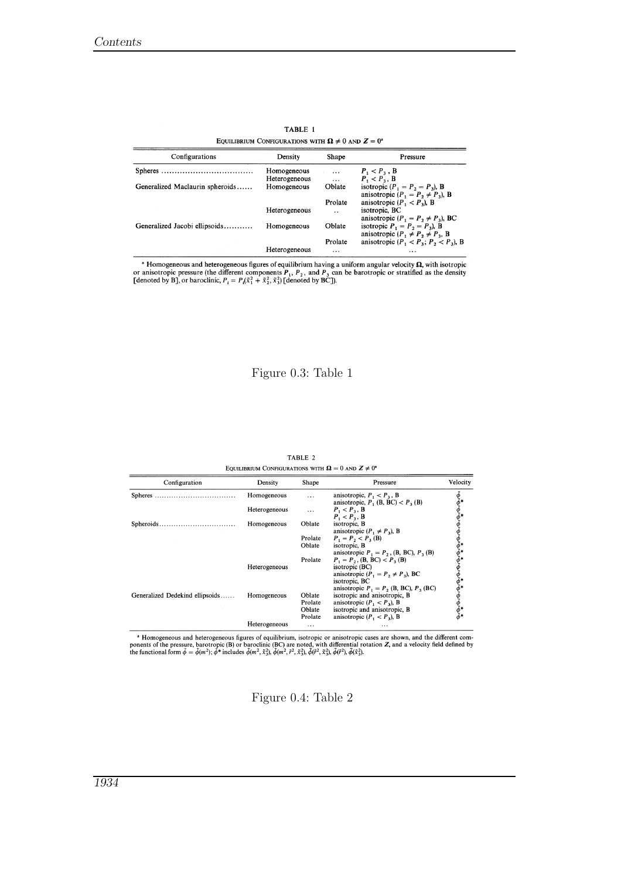TABLE 1

EQUILIBRIUM CONFIGURATIONS WITH $\Omega \neq 0$ AND $Z = 0$[a]

| Configurations | Density | Shape | Pressure |
|---|---|---|---|
| Spheres .................................. | Homogeneous | ... | $P_1 < P_3$, B |
| | Heterogeneous | ... | $P_1 < P_3$, B |
| Generalized Maclaurin spheroids...... | Homogeneous | Oblate | isotropic ($P_1 = P_2 = P_3$), B |
| | | | anisotropic ($P_1 = P_2 \neq P_3$), B |
| | | Prolate | anisotropic ($P_1 < P_3$), B |
| | Heterogeneous | .. | isotropic, BC |
| | | | anisotropic ($P_1 = P_2 \neq P_3$), BC |
| Generalized Jacobi ellipsoids........... | Homogeneous | Oblate | isotropic $P_1 = P_2 = P_3$), B |
| | | | anisotropic ($P_1 \neq P_2 \neq P_3$, B |
| | | Prolate | anisotropic ($P_1 < P_3$; $P_2 < P_3$), B |
| | Heterogeneous | ... | ... |

[a] Homogeneous and heterogeneous figures of equilibrium having a uniform angular velocity $\Omega$, with isotropic or anisotropic pressure (the different components $P_1$, $P_2$, and $P_3$ can be barotropic or stratified as the density [denoted by B], or baroclinic, $P_i = P_i(\tilde{x}_1^2 + \tilde{x}_2^2, \tilde{x}_3^2)$ [denoted by BC]).

Figure 0.3: Table 1

TABLE 2

EQUILIBRIUM CONFIGURATIONS WITH $\Omega = 0$ AND $Z \neq 0$[a]

| Configuration | Density | Shape | Pressure | Velocity |
|---|---|---|---|---|
| Spheres .................................. | Homogeneous | ... | anisotropic, $P_1 < P_3$, B | $\tilde{\phi}$ |
| | | | anisotropic, $P_1$ (B, BC) $< P_3$ (B) | $\tilde{\phi}^*$ |
| | Heterogeneous | ... | $P_1 < P_3$, B | $\tilde{\phi}$ |
| | | | $P_1 < P_3$, B | $\tilde{\phi}^*$ |
| Spheroids................................ | Homogeneous | Oblate | isotropic, B | $\tilde{\phi}$ |
| | | | anisotropic ($P_1 \neq P_3$), B | $\tilde{\phi}$ |
| | | Prolate | $P_1 = P_2 < P_3$ (B) | $\tilde{\phi}$ |
| | | Oblate | isotropic, B | $\tilde{\phi}^*$ |
| | | | anisotropic $P_1 = P_2$, (B, BC), $P_3$ (B) | $\tilde{\phi}^*$ |
| | | Prolate | $P_1 = P_2$, (B, BC) $< P_3$ (B) | $\tilde{\phi}^*$ |
| | Heterogeneous | | isotropic (BC) | $\tilde{\phi}$ |
| | | | anisotropic ($P_1 = P_2 \neq P_3$), BC | $\tilde{\phi}$ |
| | | | isotropic, BC | $\tilde{\phi}^*$ |
| | | | anisotropic $P_1 = P_2$ (B, BC), $P_3$ (BC) | $\tilde{\phi}^*$ |
| Generalized Dedekind ellipsoids...... | Homogeneous | Oblate | isotropic and anisotropic, B | $\tilde{\phi}$ |
| | | Prolate | anisotropic ($P_1 < P_3$), B | $\tilde{\phi}$ |
| | | Oblate | isotropic and anisotropic, B | $\tilde{\phi}^*$ |
| | | Prolate | anisotropic ($P_1 < P_3$), B | $\tilde{\phi}^*$ |
| | Heterogeneous | ... | ... | |

[a] Homogeneous and heterogeneous figures of equilibrium, isotropic or anisotropic cases are shown, and the different components of the pressure, barotropic (B) or baroclinic (BC) are noted, with differential rotation $Z$, and a velocity field defined by the functional form $\tilde{\phi} = \tilde{\phi}(m^2)$; $\tilde{\phi}^*$ includes $\tilde{\phi}(m^2, \tilde{x}_3^2)$, $\tilde{\phi}(m^2, \tilde{r}^2, \tilde{x}_3^2)$, $\tilde{\phi}(\tilde{r}^2, \tilde{x}_3^2)$, $\tilde{\phi}(\tilde{r}^2)$, $\tilde{\phi}(\tilde{x}_3^2)$.

Figure 0.4: Table 2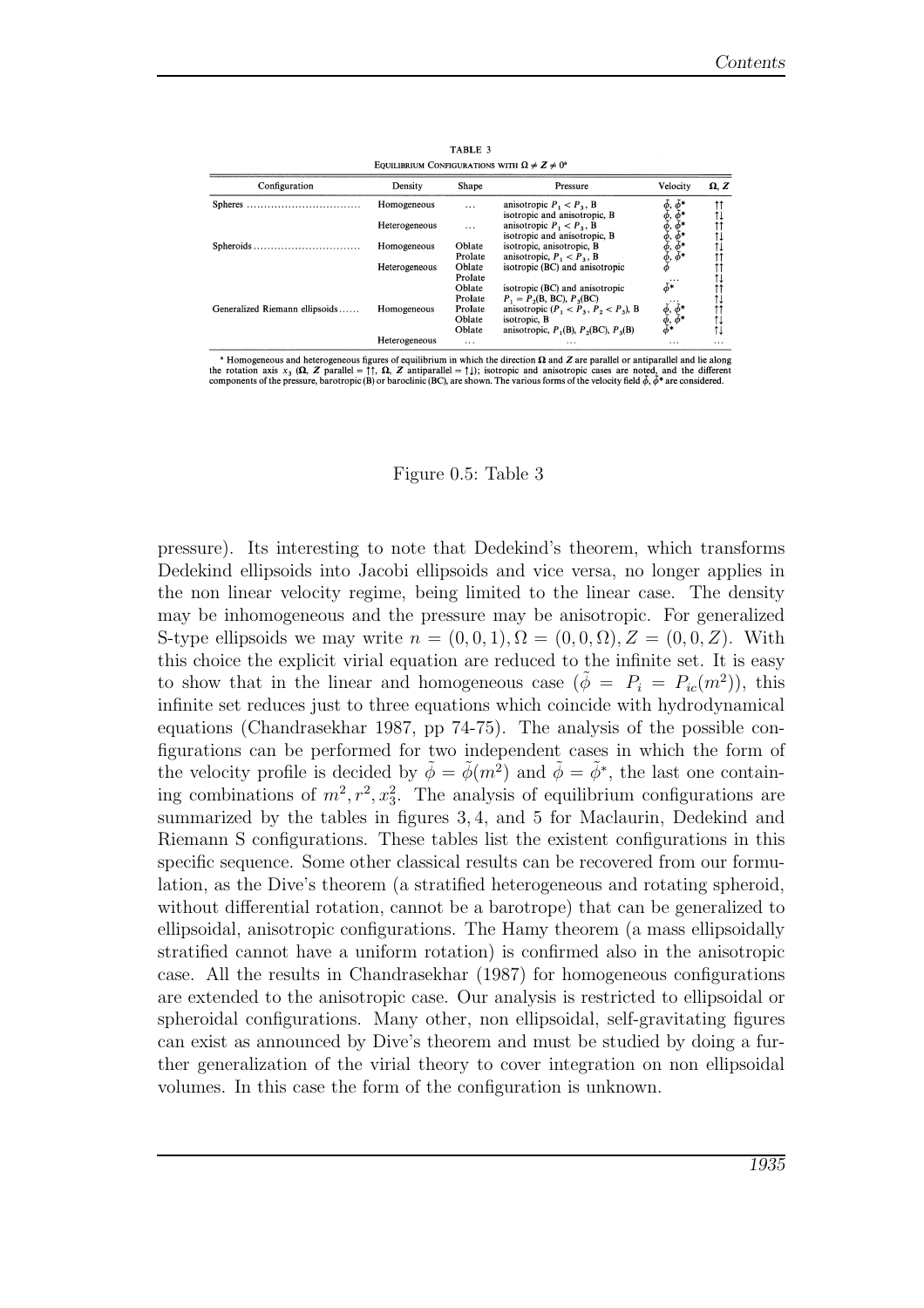TABLE 3

EQUILIBRIUM CONFIGURATIONS WITH $\Omega \neq Z \neq 0$[a]

| Configuration | Density | Shape | Pressure | Velocity | $\Omega$, $Z$ |
|---|---|---|---|---|---|
| Spheres | Homogeneous | ... | anisotropic $P_1 < P_3$, B | $\tilde{\phi}$, $\tilde{\phi}^*$ | ↑↑ |
| | | | isotropic and anisotropic, B | $\tilde{\phi}$, $\tilde{\phi}^*$ | ↑↓ |
| | Heterogeneous | ... | anisotropic $P_1 < P_3$, B | $\tilde{\phi}$, $\tilde{\phi}^*$ | ↑↑ |
| | | | isotropic and anisotropic, B | $\tilde{\phi}$, $\tilde{\phi}^*$ | ↑↓ |
| Spheroids | Homogeneous | Oblate | isotropic, anisotropic, B | $\tilde{\phi}$, $\tilde{\phi}^*$ | ↑↓ |
| | | Prolate | anisotropic, $P_1 < P_3$, B | $\tilde{\phi}$, $\tilde{\phi}^*$ | ↑↑ |
| | Heterogeneous | Oblate | isotropic (BC) and anisotropic | $\tilde{\phi}$ | ↑↑ |
| | | Prolate | | ... | ↑↓ |
| | | Oblate | isotropic (BC) and anisotropic | $\tilde{\phi}^*$ | ↑↑ |
| | | Prolate | $P_1 = P_2$(B, BC), $P_3$(BC) | ... | ↑↓ |
| Generalized Riemann ellipsoids | Homogeneous | Prolate | anisotropic ($P_1 < P_3$, $P_2 < P_3$), B | $\tilde{\phi}$, $\tilde{\phi}^*$ | ↑↑ |
| | | Oblate | isotropic, B | $\tilde{\phi}$, $\tilde{\phi}^*$ | ↑↓ |
| | | Oblate | anisotropic, $P_1$(B), $P_2$(BC), $P_3$(B) | $\tilde{\phi}^*$ | ↑↓ |
| | Heterogeneous | ... | ... | ... | ... |

[a] Homogeneous and heterogeneous figures of equilibrium in which the direction $\Omega$ and $Z$ are parallel or antiparallel and lie along the rotation axis $x_3$ ($\Omega$, $Z$ parallel = ↑↑, $\Omega$, $Z$ antiparallel = ↑↓); isotropic and anisotropic cases are noted, and the different components of the pressure, barotropic (B) or baroclinic (BC), are shown. The various forms of the velocity field $\tilde{\phi}$, $\tilde{\phi}^*$ are considered.

Figure 0.5: Table 3

pressure). Its interesting to note that Dedekind's theorem, which transforms Dedekind ellipsoids into Jacobi ellipsoids and vice versa, no longer applies in the non linear velocity regime, being limited to the linear case. The density may be inhomogeneous and the pressure may be anisotropic. For generalized S-type ellipsoids we may write $n = (0, 0, 1), \Omega = (0, 0, \Omega), Z = (0, 0, Z)$. With this choice the explicit virial equation are reduced to the infinite set. It is easy to show that in the linear and homogeneous case ($\tilde{\phi} = P_i = P_{ic}(m^2)$), this infinite set reduces just to three equations which coincide with hydrodynamical equations (Chandrasekhar 1987, pp 74-75). The analysis of the possible configurations can be performed for two independent cases in which the form of the velocity profile is decided by $\tilde{\phi} = \tilde{\phi}(m^2)$ and $\tilde{\phi} = \tilde{\phi}^*$, the last one containing combinations of $m^2, r^2, x_3^2$. The analysis of equilibrium configurations are summarized by the tables in figures $3, 4$, and $5$ for Maclaurin, Dedekind and Riemann S configurations. These tables list the existent configurations in this specific sequence. Some other classical results can be recovered from our formulation, as the Dive's theorem (a stratified heterogeneous and rotating spheroid, without differential rotation, cannot be a barotrope) that can be generalized to ellipsoidal, anisotropic configurations. The Hamy theorem (a mass ellipsoidally stratified cannot have a uniform rotation) is confirmed also in the anisotropic case. All the results in Chandrasekhar (1987) for homogeneous configurations are extended to the anisotropic case. Our analysis is restricted to ellipsoidal or spheroidal configurations. Many other, non ellipsoidal, self-gravitating figures can exist as announced by Dive's theorem and must be studied by doing a further generalization of the virial theory to cover integration on non ellipsoidal volumes. In this case the form of the configuration is unknown.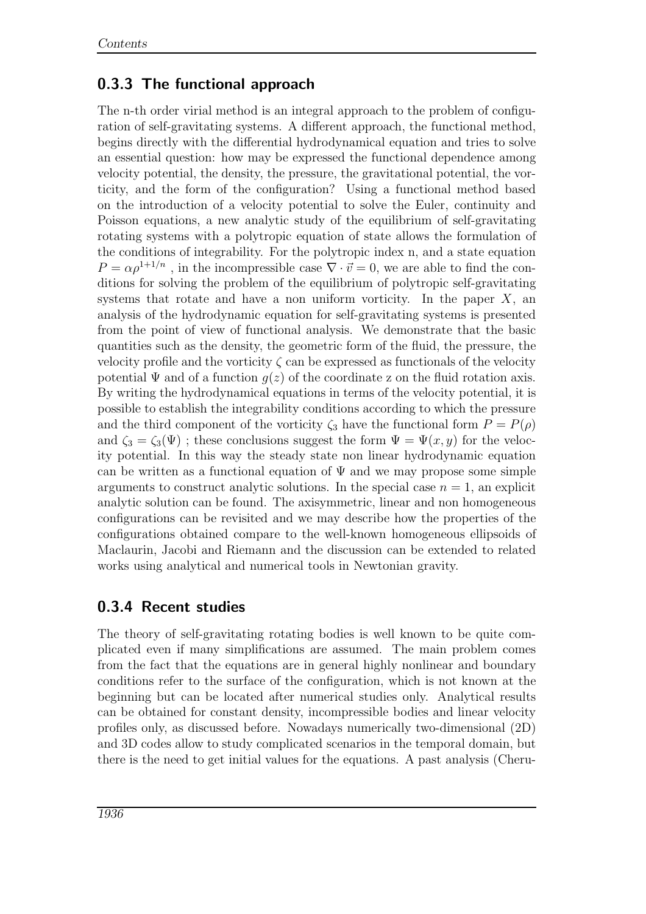### 0.3.3 The functional approach

The n-th order virial method is an integral approach to the problem of configuration of self-gravitating systems. A different approach, the functional method, begins directly with the differential hydrodynamical equation and tries to solve an essential question: how may be expressed the functional dependence among velocity potential, the density, the pressure, the gravitational potential, the vorticity, and the form of the configuration? Using a functional method based on the introduction of a velocity potential to solve the Euler, continuity and Poisson equations, a new analytic study of the equilibrium of self-gravitating rotating systems with a polytropic equation of state allows the formulation of the conditions of integrability. For the polytropic index n, and a state equation $P = \alpha\rho^{1+1/n}$ , in the incompressible case $\nabla \cdot \vec{v} = 0$, we are able to find the conditions for solving the problem of the equilibrium of polytropic self-gravitating systems that rotate and have a non uniform vorticity. In the paper $X$, an analysis of the hydrodynamic equation for self-gravitating systems is presented from the point of view of functional analysis. We demonstrate that the basic quantities such as the density, the geometric form of the fluid, the pressure, the velocity profile and the vorticity $\zeta$ can be expressed as functionals of the velocity potential $\Psi$ and of a function $g(z)$ of the coordinate z on the fluid rotation axis. By writing the hydrodynamical equations in terms of the velocity potential, it is possible to establish the integrability conditions according to which the pressure and the third component of the vorticity $\zeta_3$ have the functional form $P = P(\rho)$ and $\zeta_3 = \zeta_3(\Psi)$ ; these conclusions suggest the form $\Psi = \Psi(x, y)$ for the velocity potential. In this way the steady state non linear hydrodynamic equation can be written as a functional equation of $\Psi$ and we may propose some simple arguments to construct analytic solutions. In the special case $n = 1$, an explicit analytic solution can be found. The axisymmetric, linear and non homogeneous configurations can be revisited and we may describe how the properties of the configurations obtained compare to the well-known homogeneous ellipsoids of Maclaurin, Jacobi and Riemann and the discussion can be extended to related works using analytical and numerical tools in Newtonian gravity.

### 0.3.4 Recent studies

The theory of self-gravitating rotating bodies is well known to be quite complicated even if many simplifications are assumed. The main problem comes from the fact that the equations are in general highly nonlinear and boundary conditions refer to the surface of the configuration, which is not known at the beginning but can be located after numerical studies only. Analytical results can be obtained for constant density, incompressible bodies and linear velocity profiles only, as discussed before. Nowadays numerically two-dimensional (2D) and 3D codes allow to study complicated scenarios in the temporal domain, but there is the need to get initial values for the equations. A past analysis (Cheru-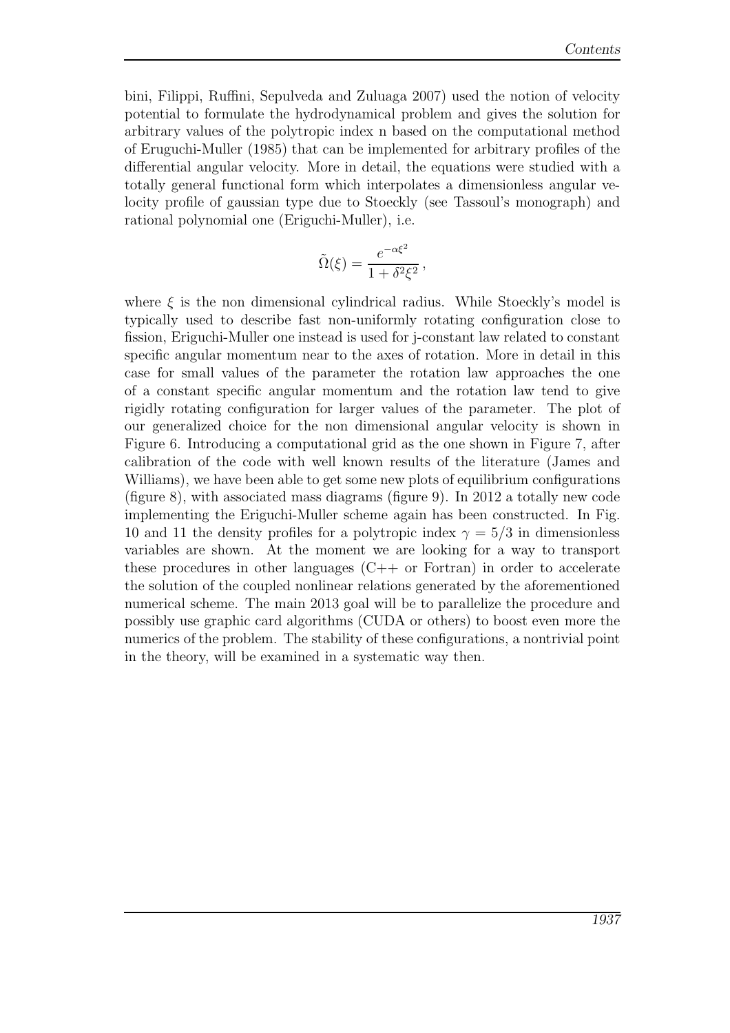bini, Filippi, Ruffini, Sepulveda and Zuluaga 2007) used the notion of velocity potential to formulate the hydrodynamical problem and gives the solution for arbitrary values of the polytropic index n based on the computational method of Eruguchi-Muller (1985) that can be implemented for arbitrary profiles of the differential angular velocity. More in detail, the equations were studied with a totally general functional form which interpolates a dimensionless angular velocity profile of gaussian type due to Stoeckly (see Tassoul's monograph) and rational polynomial one (Eriguchi-Muller), i.e.

$$\tilde{\Omega}(\xi) = \frac{e^{-\alpha\xi^2}}{1 + \delta^2\xi^2} \, ,$$

where $\xi$ is the non dimensional cylindrical radius. While Stoeckly's model is typically used to describe fast non-uniformly rotating configuration close to fission, Eriguchi-Muller one instead is used for j-constant law related to constant specific angular momentum near to the axes of rotation. More in detail in this case for small values of the parameter the rotation law approaches the one of a constant specific angular momentum and the rotation law tend to give rigidly rotating configuration for larger values of the parameter. The plot of our generalized choice for the non dimensional angular velocity is shown in Figure 6. Introducing a computational grid as the one shown in Figure 7, after calibration of the code with well known results of the literature (James and Williams), we have been able to get some new plots of equilibrium configurations (figure 8), with associated mass diagrams (figure 9). In 2012 a totally new code implementing the Eriguchi-Muller scheme again has been constructed. In Fig. 10 and 11 the density profiles for a polytropic index $\gamma = 5/3$ in dimensionless variables are shown. At the moment we are looking for a way to transport these procedures in other languages (C++ or Fortran) in order to accelerate the solution of the coupled nonlinear relations generated by the aforementioned numerical scheme. The main 2013 goal will be to parallelize the procedure and possibly use graphic card algorithms (CUDA or others) to boost even more the numerics of the problem. The stability of these configurations, a nontrivial point in the theory, will be examined in a systematic way then.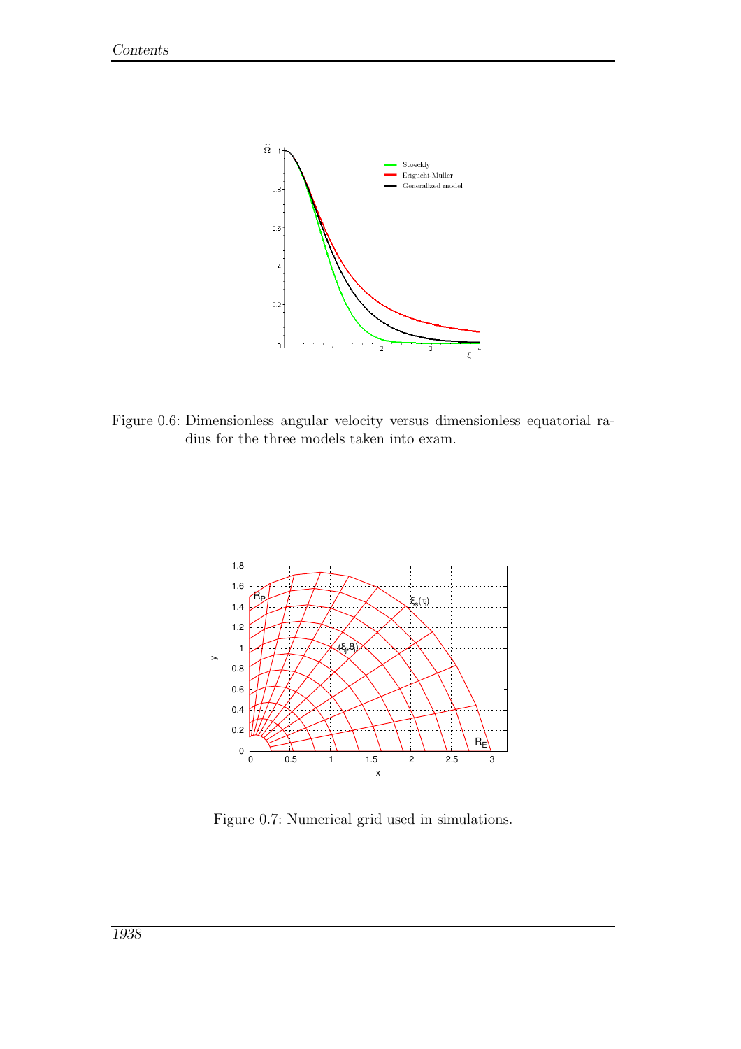Figure 0.6: Dimensionless angular velocity versus dimensionless equatorial radius for the three models taken into exam.

Figure 0.7: Numerical grid used in simulations.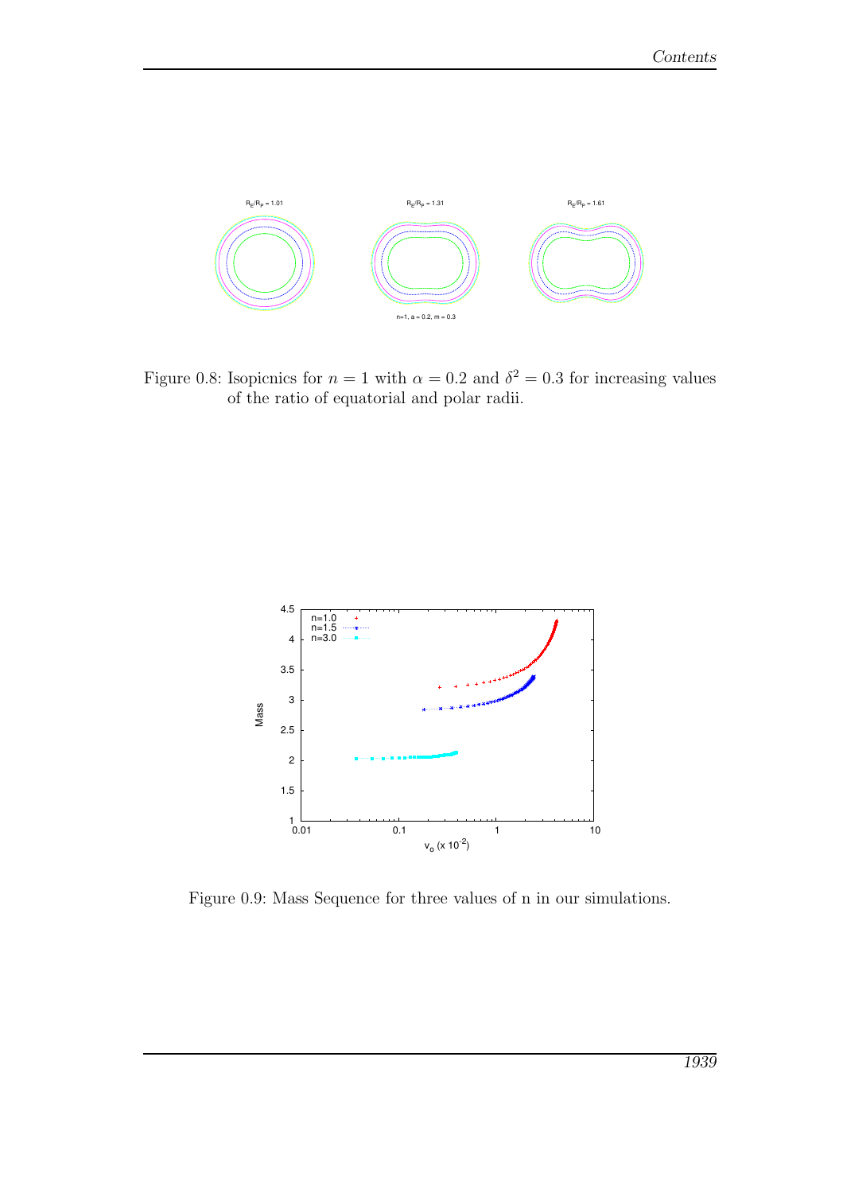Figure 0.8: Isopicnics for $n = 1$ with $\alpha = 0.2$ and $\delta^2 = 0.3$ for increasing values of the ratio of equatorial and polar radii.

Figure 0.9: Mass Sequence for three values of n in our simulations.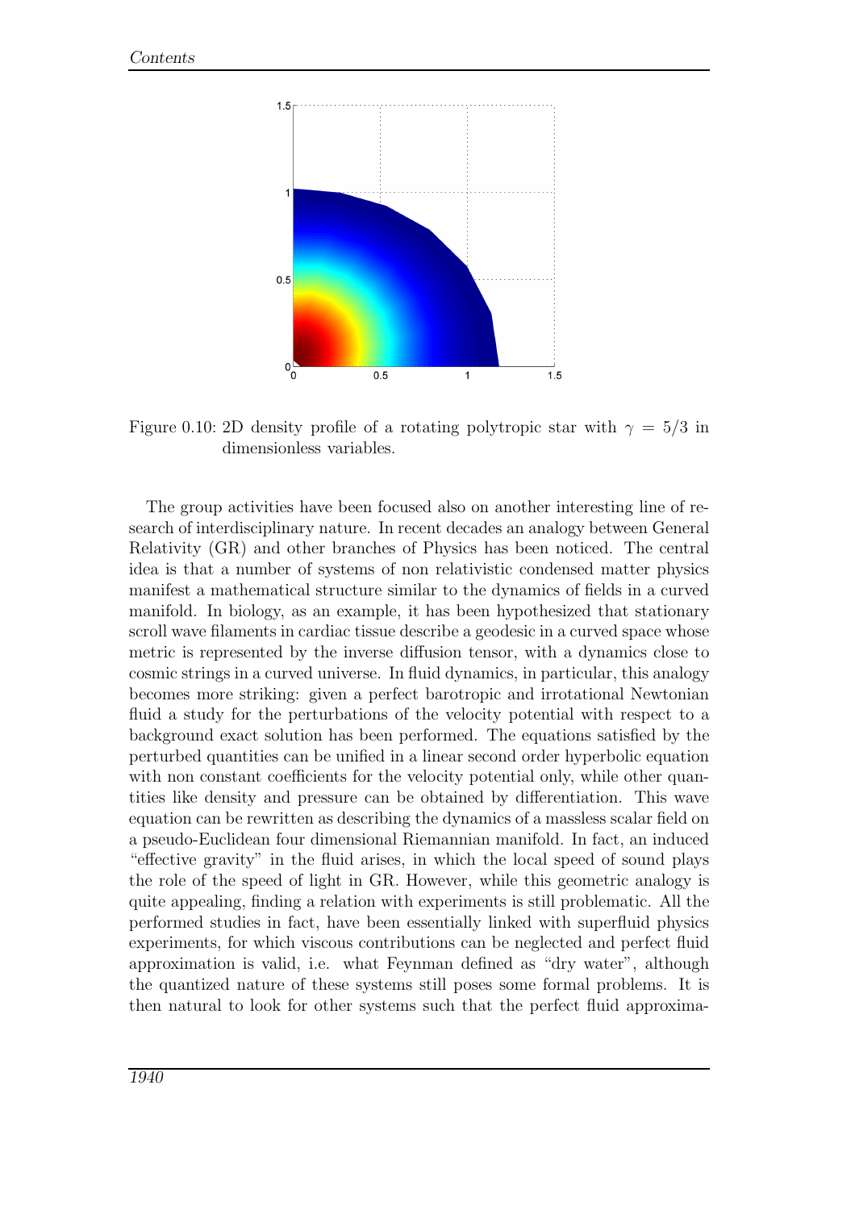Figure 0.10: 2D density profile of a rotating polytropic star with $\gamma = 5/3$ in dimensionless variables.

The group activities have been focused also on another interesting line of research of interdisciplinary nature. In recent decades an analogy between General Relativity (GR) and other branches of Physics has been noticed. The central idea is that a number of systems of non relativistic condensed matter physics manifest a mathematical structure similar to the dynamics of fields in a curved manifold. In biology, as an example, it has been hypothesized that stationary scroll wave filaments in cardiac tissue describe a geodesic in a curved space whose metric is represented by the inverse diffusion tensor, with a dynamics close to cosmic strings in a curved universe. In fluid dynamics, in particular, this analogy becomes more striking: given a perfect barotropic and irrotational Newtonian fluid a study for the perturbations of the velocity potential with respect to a background exact solution has been performed. The equations satisfied by the perturbed quantities can be unified in a linear second order hyperbolic equation with non constant coefficients for the velocity potential only, while other quantities like density and pressure can be obtained by differentiation. This wave equation can be rewritten as describing the dynamics of a massless scalar field on a pseudo-Euclidean four dimensional Riemannian manifold. In fact, an induced "effective gravity" in the fluid arises, in which the local speed of sound plays the role of the speed of light in GR. However, while this geometric analogy is quite appealing, finding a relation with experiments is still problematic. All the performed studies in fact, have been essentially linked with superfluid physics experiments, for which viscous contributions can be neglected and perfect fluid approximation is valid, i.e. what Feynman defined as "dry water", although the quantized nature of these systems still poses some formal problems. It is then natural to look for other systems such that the perfect fluid approxima-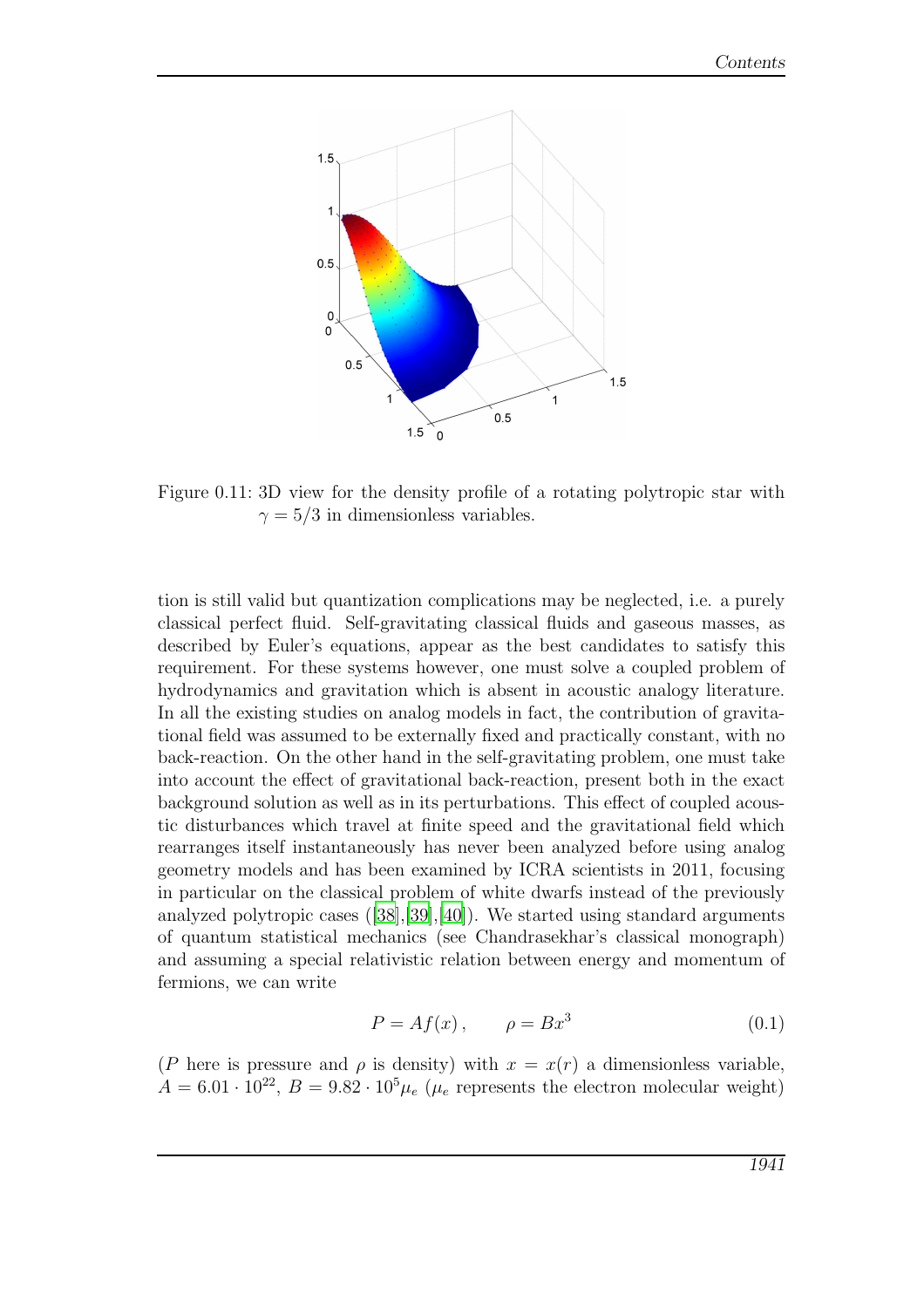Figure 0.11: 3D view for the density profile of a rotating polytropic star with $\gamma = 5/3$ in dimensionless variables.

tion is still valid but quantization complications may be neglected, i.e. a purely classical perfect fluid. Self-gravitating classical fluids and gaseous masses, as described by Euler's equations, appear as the best candidates to satisfy this requirement. For these systems however, one must solve a coupled problem of hydrodynamics and gravitation which is absent in acoustic analogy literature. In all the existing studies on analog models in fact, the contribution of gravitational field was assumed to be externally fixed and practically constant, with no back-reaction. On the other hand in the self-gravitating problem, one must take into account the effect of gravitational back-reaction, present both in the exact background solution as well as in its perturbations. This effect of coupled acoustic disturbances which travel at finite speed and the gravitational field which rearranges itself instantaneously has never been analyzed before using analog geometry models and has been examined by ICRA scientists in 2011, focusing in particular on the classical problem of white dwarfs instead of the previously analyzed polytropic cases ([38],[39],[40]). We started using standard arguments of quantum statistical mechanics (see Chandrasekhar's classical monograph) and assuming a special relativistic relation between energy and momentum of fermions, we can write

$$P = Af(x)\,, \qquad \rho = Bx^3 \tag{0.1}$$

($P$ here is pressure and $\rho$ is density) with $x = x(r)$ a dimensionless variable, $A = 6.01 \cdot 10^{22}$, $B = 9.82 \cdot 10^5 \mu_e$ ($\mu_e$ represents the electron molecular weight)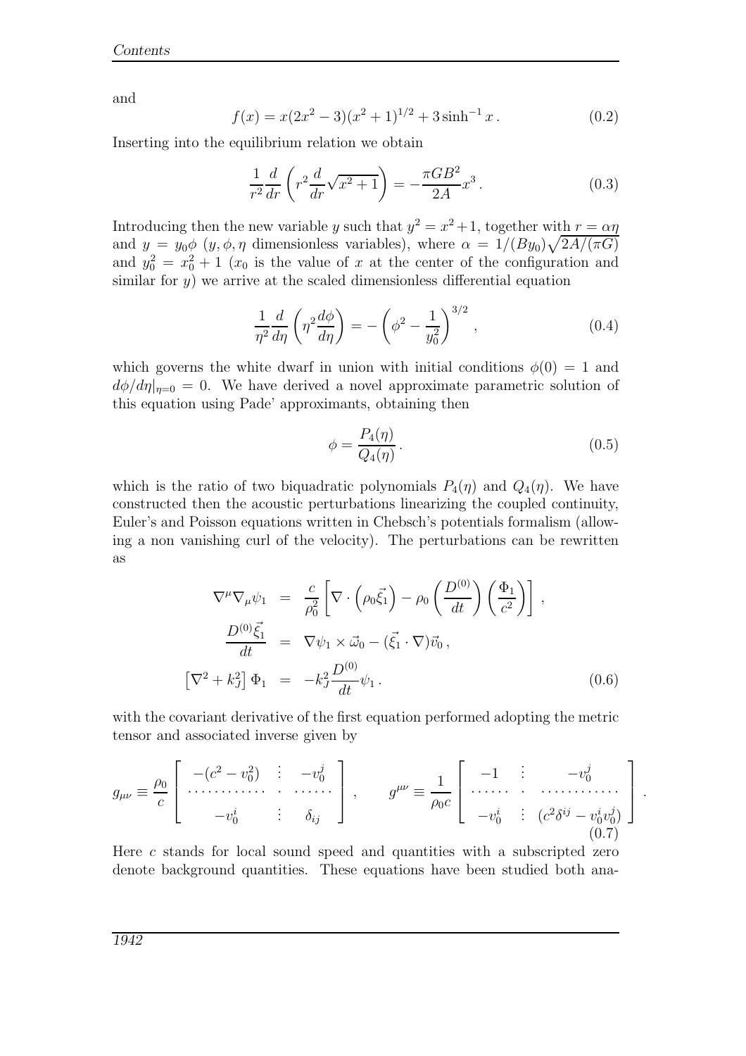and

$$f(x) = x(2x^2 - 3)(x^2 + 1)^{1/2} + 3 \sinh^{-1} x \,. \tag{0.2}$$

Inserting into the equilibrium relation we obtain

$$\frac{1}{r^2} \frac{d}{dr} \left( r^2 \frac{d}{dr} \sqrt{x^2 + 1} \right) = -\frac{\pi G B^2}{2A} x^3 \,. \tag{0.3}$$

Introducing then the new variable $y$ such that $y^2 = x^2 + 1$, together with $r = \alpha\eta$ and $y = y_0\phi$ ($y, \phi, \eta$ dimensionless variables), where $\alpha = 1/(By_0)\sqrt{2A/(\pi G)}$ and $y_0^2 = x_0^2 + 1$ ($x_0$ is the value of $x$ at the center of the configuration and similar for $y$) we arrive at the scaled dimensionless differential equation

$$\frac{1}{\eta^2} \frac{d}{d\eta} \left( \eta^2 \frac{d\phi}{d\eta} \right) = -\left( \phi^2 - \frac{1}{y_0^2} \right)^{3/2} \,, \tag{0.4}$$

which governs the white dwarf in union with initial conditions $\phi(0) = 1$ and $d\phi/d\eta|_{\eta=0} = 0$. We have derived a novel approximate parametric solution of this equation using Pade' approximants, obtaining then

$$\phi = \frac{P_4(\eta)}{Q_4(\eta)} \,. \tag{0.5}$$

which is the ratio of two biquadratic polynomials $P_4(\eta)$ and $Q_4(\eta)$. We have constructed then the acoustic perturbations linearizing the coupled continuity, Euler's and Poisson equations written in Chebsch's potentials formalism (allowing a non vanishing curl of the velocity). The perturbations can be rewritten as

$$\begin{aligned}
\nabla^\mu \nabla_\mu \psi_1 &= \frac{c}{\rho_0^2} \left[ \nabla \cdot \left( \rho_0 \vec{\xi}_1 \right) - \rho_0 \left( \frac{D^{(0)}}{dt} \right) \left( \frac{\Phi_1}{c^2} \right) \right] \,, \\
\frac{D^{(0)} \vec{\xi}_1}{dt} &= \nabla \psi_1 \times \vec{\omega}_0 - (\vec{\xi}_1 \cdot \nabla) \vec{v}_0 \,, \\
\left[ \nabla^2 + k_J^2 \right] \Phi_1 &= -k_J^2 \frac{D^{(0)}}{dt} \psi_1 \,.
\end{aligned} \tag{0.6}$$

with the covariant derivative of the first equation performed adopting the metric tensor and associated inverse given by

$$g_{\mu\nu} \equiv \frac{\rho_0}{c} \left[ \begin{array}{ccc} -(c^2 - v_0^2) & \vdots & -v_0^j \\ \cdots\cdots\cdots\cdots & \cdot & \cdots\cdots \\ -v_0^i & \vdots & \delta_{ij} \end{array} \right] , \qquad g^{\mu\nu} \equiv \frac{1}{\rho_0 c} \left[ \begin{array}{ccc} -1 & \vdots & -v_0^j \\ \cdots\cdots & \cdot & \cdots\cdots\cdots\cdots \\ -v_0^i & \vdots & (c^2 \delta^{ij} - v_0^i v_0^j) \end{array} \right] . \tag{0.7}$$

Here $c$ stands for local sound speed and quantities with a subscripted zero denote background quantities. These equations have been studied both ana-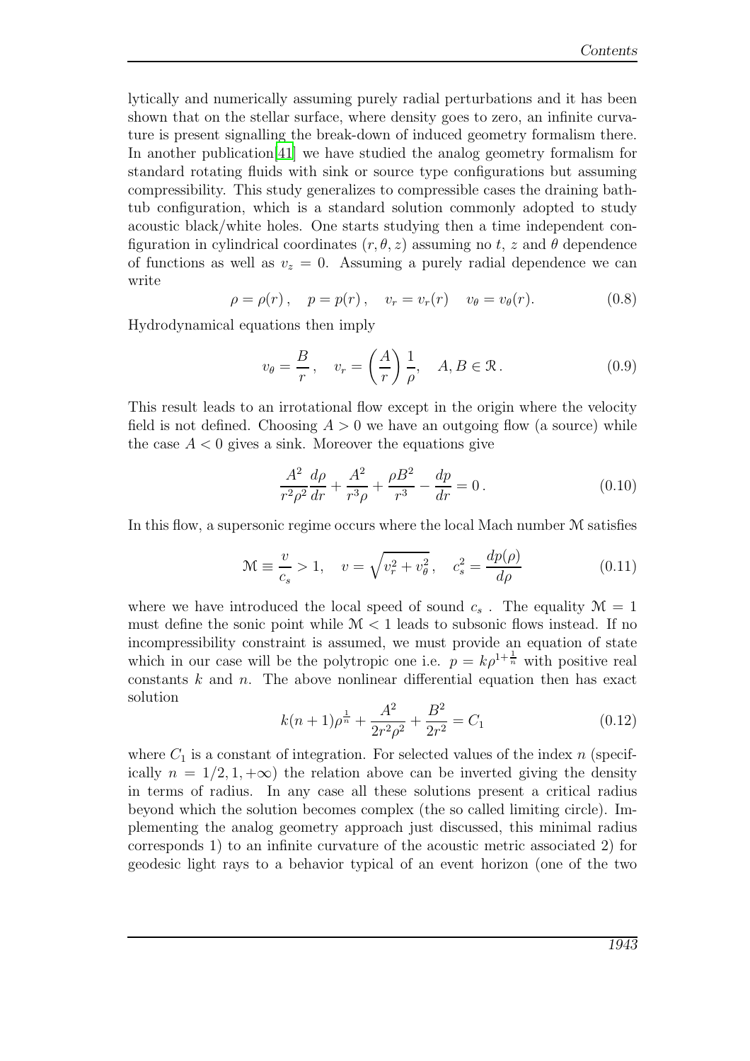lytically and numerically assuming purely radial perturbations and it has been shown that on the stellar surface, where density goes to zero, an infinite curvature is present signalling the break-down of induced geometry formalism there. In another publication[41] we have studied the analog geometry formalism for standard rotating fluids with sink or source type configurations but assuming compressibility. This study generalizes to compressible cases the draining bathtub configuration, which is a standard solution commonly adopted to study acoustic black/white holes. One starts studying then a time independent configuration in cylindrical coordinates $(r, \theta, z)$ assuming no $t$, $z$ and $\theta$ dependence of functions as well as $v_z = 0$. Assuming a purely radial dependence we can write

$$\rho = \rho(r)\,, \quad p = p(r)\,, \quad v_r = v_r(r) \quad v_\theta = v_\theta(r). \tag{0.8}$$

Hydrodynamical equations then imply

$$v_\theta = \frac{B}{r}\,, \quad v_r = \left(\frac{A}{r}\right)\frac{1}{\rho}, \quad A, B \in \mathcal{R}\,. \tag{0.9}$$

This result leads to an irrotational flow except in the origin where the velocity field is not defined. Choosing $A > 0$ we have an outgoing flow (a source) while the case $A < 0$ gives a sink. Moreover the equations give

$$\frac{A^2}{r^2\rho^2}\frac{d\rho}{dr} + \frac{A^2}{r^3\rho} + \frac{\rho B^2}{r^3} - \frac{dp}{dr} = 0\,. \tag{0.10}$$

In this flow, a supersonic regime occurs where the local Mach number $\mathcal{M}$ satisfies

$$\mathcal{M} \equiv \frac{v}{c_s} > 1, \quad v = \sqrt{v_r^2 + v_\theta^2}\,, \quad c_s^2 = \frac{dp(\rho)}{d\rho} \tag{0.11}$$

where we have introduced the local speed of sound $c_s$ . The equality $\mathcal{M} = 1$ must define the sonic point while $\mathcal{M} < 1$ leads to subsonic flows instead. If no incompressibility constraint is assumed, we must provide an equation of state which in our case will be the polytropic one i.e. $p = k\rho^{1+\frac{1}{n}}$ with positive real constants $k$ and $n$. The above nonlinear differential equation then has exact solution

$$k(n+1)\rho^{\frac{1}{n}} + \frac{A^2}{2r^2\rho^2} + \frac{B^2}{2r^2} = C_1 \tag{0.12}$$

where $C_1$ is a constant of integration. For selected values of the index $n$ (specifically $n = 1/2, 1, +\infty$) the relation above can be inverted giving the density in terms of radius. In any case all these solutions present a critical radius beyond which the solution becomes complex (the so called limiting circle). Implementing the analog geometry approach just discussed, this minimal radius corresponds 1) to an infinite curvature of the acoustic metric associated 2) for geodesic light rays to a behavior typical of an event horizon (one of the two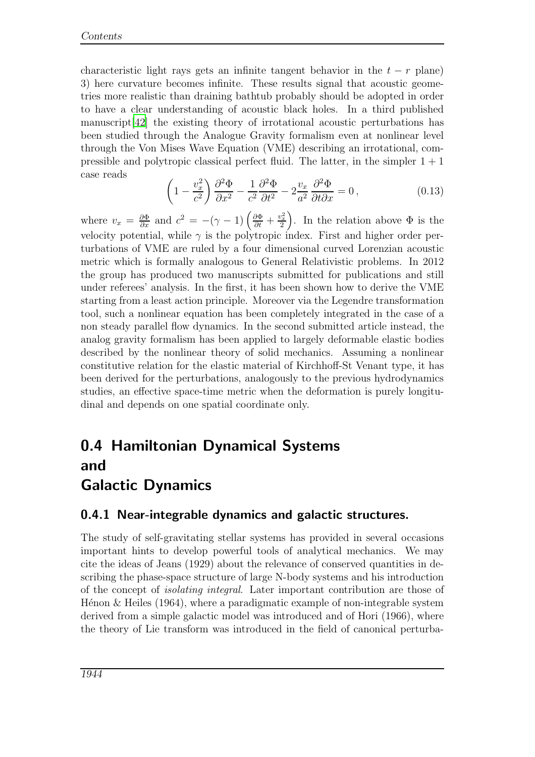characteristic light rays gets an infinite tangent behavior in the $t - r$ plane) 3) here curvature becomes infinite. These results signal that acoustic geometries more realistic than draining bathtub probably should be adopted in order to have a clear understanding of acoustic black holes. In a third published manuscript[42] the existing theory of irrotational acoustic perturbations has been studied through the Analogue Gravity formalism even at nonlinear level through the Von Mises Wave Equation (VME) describing an irrotational, compressible and polytropic classical perfect fluid. The latter, in the simpler $1 + 1$ case reads

$$\left(1 - \frac{v_x^2}{c^2}\right)\frac{\partial^2 \Phi}{\partial x^2} - \frac{1}{c^2}\frac{\partial^2 \Phi}{\partial t^2} - 2\frac{v_x}{a^2}\frac{\partial^2 \Phi}{\partial t \partial x} = 0\,, \tag{0.13}$$

where $v_x = \frac{\partial \Phi}{\partial x}$ and $c^2 = -(\gamma - 1)\left(\frac{\partial \Phi}{\partial t} + \frac{v_x^2}{2}\right)$. In the relation above $\Phi$ is the velocity potential, while $\gamma$ is the polytropic index. First and higher order perturbations of VME are ruled by a four dimensional curved Lorenzian acoustic metric which is formally analogous to General Relativistic problems. In 2012 the group has produced two manuscripts submitted for publications and still under referees' analysis. In the first, it has been shown how to derive the VME starting from a least action principle. Moreover via the Legendre transformation tool, such a nonlinear equation has been completely integrated in the case of a non steady parallel flow dynamics. In the second submitted article instead, the analog gravity formalism has been applied to largely deformable elastic bodies described by the nonlinear theory of solid mechanics. Assuming a nonlinear constitutive relation for the elastic material of Kirchhoff-St Venant type, it has been derived for the perturbations, analogously to the previous hydrodynamics studies, an effective space-time metric when the deformation is purely longitudinal and depends on one spatial coordinate only.

## 0.4 Hamiltonian Dynamical Systems and Galactic Dynamics

### 0.4.1 Near-integrable dynamics and galactic structures.

The study of self-gravitating stellar systems has provided in several occasions important hints to develop powerful tools of analytical mechanics. We may cite the ideas of Jeans (1929) about the relevance of conserved quantities in describing the phase-space structure of large N-body systems and his introduction of the concept of *isolating integral*. Later important contribution are those of Hénon & Heiles (1964), where a paradigmatic example of non-integrable system derived from a simple galactic model was introduced and of Hori (1966), where the theory of Lie transform was introduced in the field of canonical perturba-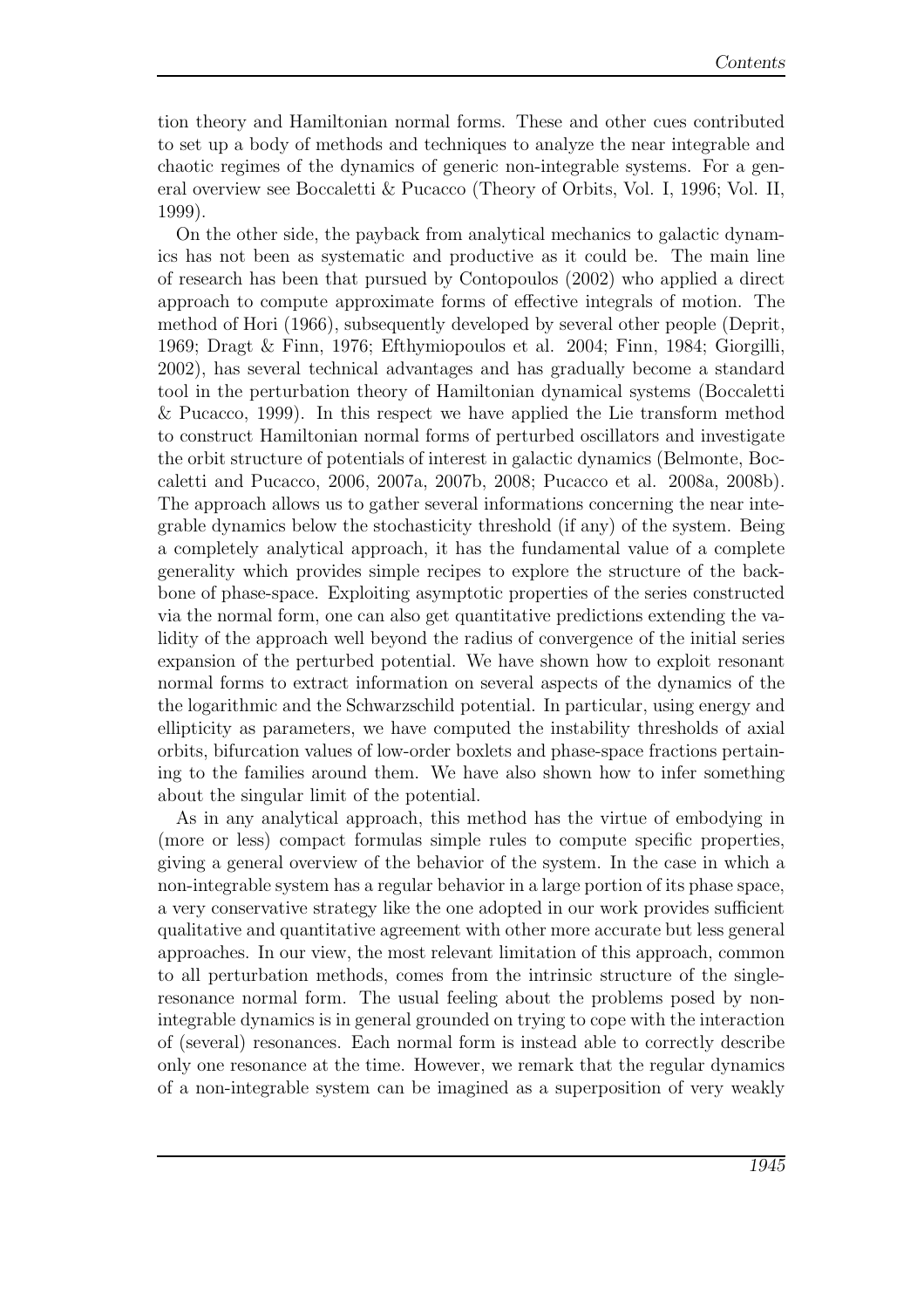tion theory and Hamiltonian normal forms. These and other cues contributed to set up a body of methods and techniques to analyze the near integrable and chaotic regimes of the dynamics of generic non-integrable systems. For a general overview see Boccaletti & Pucacco (Theory of Orbits, Vol. I, 1996; Vol. II, 1999).

On the other side, the payback from analytical mechanics to galactic dynamics has not been as systematic and productive as it could be. The main line of research has been that pursued by Contopoulos (2002) who applied a direct approach to compute approximate forms of effective integrals of motion. The method of Hori (1966), subsequently developed by several other people (Deprit, 1969; Dragt & Finn, 1976; Efthymiopoulos et al. 2004; Finn, 1984; Giorgilli, 2002), has several technical advantages and has gradually become a standard tool in the perturbation theory of Hamiltonian dynamical systems (Boccaletti & Pucacco, 1999). In this respect we have applied the Lie transform method to construct Hamiltonian normal forms of perturbed oscillators and investigate the orbit structure of potentials of interest in galactic dynamics (Belmonte, Boccaletti and Pucacco, 2006, 2007a, 2007b, 2008; Pucacco et al. 2008a, 2008b). The approach allows us to gather several informations concerning the near integrable dynamics below the stochasticity threshold (if any) of the system. Being a completely analytical approach, it has the fundamental value of a complete generality which provides simple recipes to explore the structure of the backbone of phase-space. Exploiting asymptotic properties of the series constructed via the normal form, one can also get quantitative predictions extending the validity of the approach well beyond the radius of convergence of the initial series expansion of the perturbed potential. We have shown how to exploit resonant normal forms to extract information on several aspects of the dynamics of the the logarithmic and the Schwarzschild potential. In particular, using energy and ellipticity as parameters, we have computed the instability thresholds of axial orbits, bifurcation values of low-order boxlets and phase-space fractions pertaining to the families around them. We have also shown how to infer something about the singular limit of the potential.

As in any analytical approach, this method has the virtue of embodying in (more or less) compact formulas simple rules to compute specific properties, giving a general overview of the behavior of the system. In the case in which a non-integrable system has a regular behavior in a large portion of its phase space, a very conservative strategy like the one adopted in our work provides sufficient qualitative and quantitative agreement with other more accurate but less general approaches. In our view, the most relevant limitation of this approach, common to all perturbation methods, comes from the intrinsic structure of the single-resonance normal form. The usual feeling about the problems posed by non-integrable dynamics is in general grounded on trying to cope with the interaction of (several) resonances. Each normal form is instead able to correctly describe only one resonance at the time. However, we remark that the regular dynamics of a non-integrable system can be imagined as a superposition of very weakly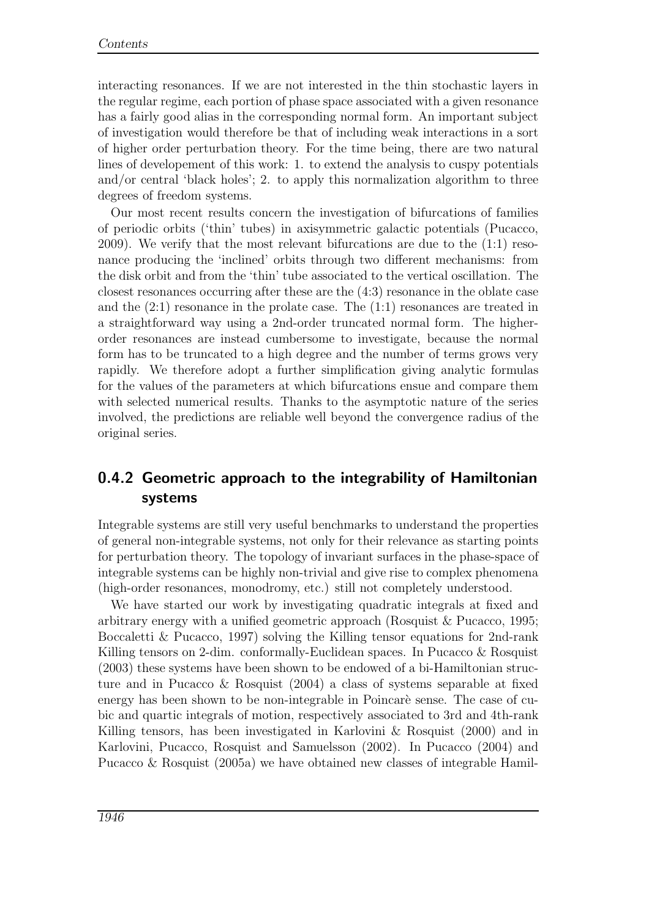interacting resonances. If we are not interested in the thin stochastic layers in the regular regime, each portion of phase space associated with a given resonance has a fairly good alias in the corresponding normal form. An important subject of investigation would therefore be that of including weak interactions in a sort of higher order perturbation theory. For the time being, there are two natural lines of developement of this work: 1. to extend the analysis to cuspy potentials and/or central 'black holes'; 2. to apply this normalization algorithm to three degrees of freedom systems.

Our most recent results concern the investigation of bifurcations of families of periodic orbits ('thin' tubes) in axisymmetric galactic potentials (Pucacco, 2009). We verify that the most relevant bifurcations are due to the (1:1) resonance producing the 'inclined' orbits through two different mechanisms: from the disk orbit and from the 'thin' tube associated to the vertical oscillation. The closest resonances occurring after these are the (4:3) resonance in the oblate case and the (2:1) resonance in the prolate case. The (1:1) resonances are treated in a straightforward way using a 2nd-order truncated normal form. The higher-order resonances are instead cumbersome to investigate, because the normal form has to be truncated to a high degree and the number of terms grows very rapidly. We therefore adopt a further simplification giving analytic formulas for the values of the parameters at which bifurcations ensue and compare them with selected numerical results. Thanks to the asymptotic nature of the series involved, the predictions are reliable well beyond the convergence radius of the original series.

## 0.4.2 Geometric approach to the integrability of Hamiltonian systems

Integrable systems are still very useful benchmarks to understand the properties of general non-integrable systems, not only for their relevance as starting points for perturbation theory. The topology of invariant surfaces in the phase-space of integrable systems can be highly non-trivial and give rise to complex phenomena (high-order resonances, monodromy, etc.) still not completely understood.

We have started our work by investigating quadratic integrals at fixed and arbitrary energy with a unified geometric approach (Rosquist & Pucacco, 1995; Boccaletti & Pucacco, 1997) solving the Killing tensor equations for 2nd-rank Killing tensors on 2-dim. conformally-Euclidean spaces. In Pucacco & Rosquist (2003) these systems have been shown to be endowed of a bi-Hamiltonian structure and in Pucacco & Rosquist (2004) a class of systems separable at fixed energy has been shown to be non-integrable in Poincarè sense. The case of cubic and quartic integrals of motion, respectively associated to 3rd and 4th-rank Killing tensors, has been investigated in Karlovini & Rosquist (2000) and in Karlovini, Pucacco, Rosquist and Samuelsson (2002). In Pucacco (2004) and Pucacco & Rosquist (2005a) we have obtained new classes of integrable Hamil-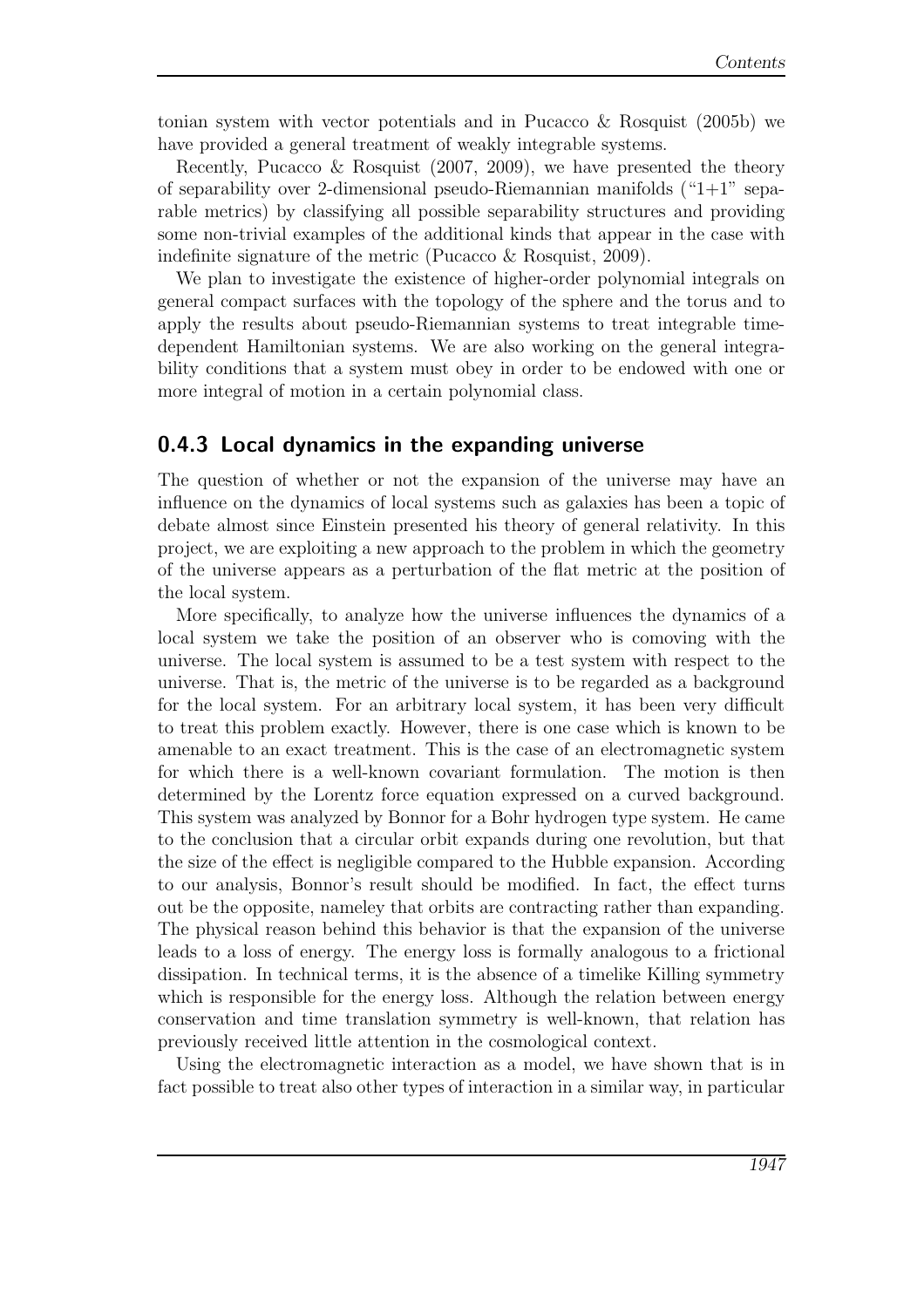tonian system with vector potentials and in Pucacco & Rosquist (2005b) we have provided a general treatment of weakly integrable systems.

Recently, Pucacco & Rosquist (2007, 2009), we have presented the theory of separability over 2-dimensional pseudo-Riemannian manifolds ("1+1" separable metrics) by classifying all possible separability structures and providing some non-trivial examples of the additional kinds that appear in the case with indefinite signature of the metric (Pucacco & Rosquist, 2009).

We plan to investigate the existence of higher-order polynomial integrals on general compact surfaces with the topology of the sphere and the torus and to apply the results about pseudo-Riemannian systems to treat integrable time-dependent Hamiltonian systems. We are also working on the general integrability conditions that a system must obey in order to be endowed with one or more integral of motion in a certain polynomial class.

### 0.4.3 Local dynamics in the expanding universe

The question of whether or not the expansion of the universe may have an influence on the dynamics of local systems such as galaxies has been a topic of debate almost since Einstein presented his theory of general relativity. In this project, we are exploiting a new approach to the problem in which the geometry of the universe appears as a perturbation of the flat metric at the position of the local system.

More specifically, to analyze how the universe influences the dynamics of a local system we take the position of an observer who is comoving with the universe. The local system is assumed to be a test system with respect to the universe. That is, the metric of the universe is to be regarded as a background for the local system. For an arbitrary local system, it has been very difficult to treat this problem exactly. However, there is one case which is known to be amenable to an exact treatment. This is the case of an electromagnetic system for which there is a well-known covariant formulation. The motion is then determined by the Lorentz force equation expressed on a curved background. This system was analyzed by Bonnor for a Bohr hydrogen type system. He came to the conclusion that a circular orbit expands during one revolution, but that the size of the effect is negligible compared to the Hubble expansion. According to our analysis, Bonnor's result should be modified. In fact, the effect turns out be the opposite, nameley that orbits are contracting rather than expanding. The physical reason behind this behavior is that the expansion of the universe leads to a loss of energy. The energy loss is formally analogous to a frictional dissipation. In technical terms, it is the absence of a timelike Killing symmetry which is responsible for the energy loss. Although the relation between energy conservation and time translation symmetry is well-known, that relation has previously received little attention in the cosmological context.

Using the electromagnetic interaction as a model, we have shown that is in fact possible to treat also other types of interaction in a similar way, in particular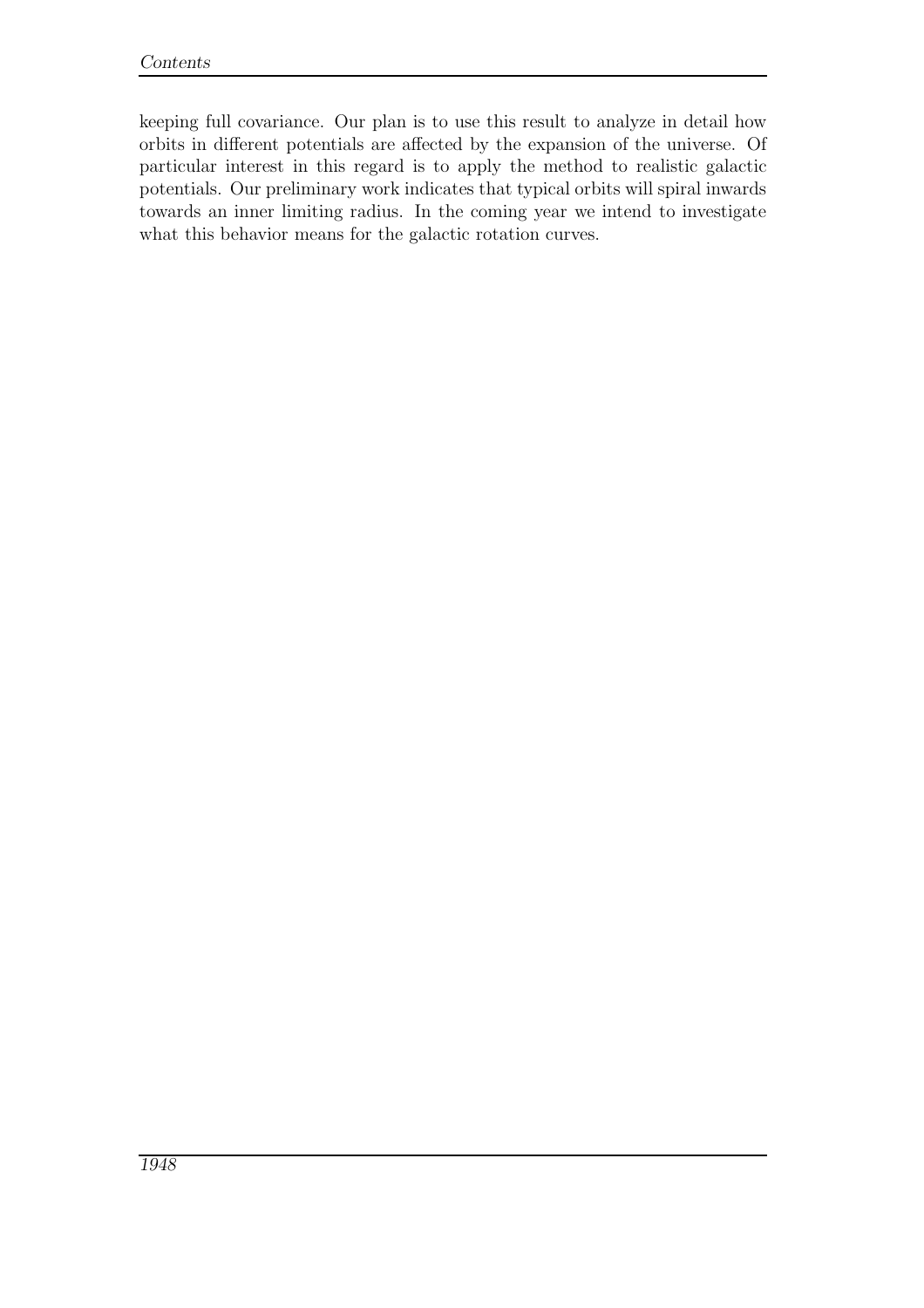keeping full covariance. Our plan is to use this result to analyze in detail how orbits in different potentials are affected by the expansion of the universe. Of particular interest in this regard is to apply the method to realistic galactic potentials. Our preliminary work indicates that typical orbits will spiral inwards towards an inner limiting radius. In the coming year we intend to investigate what this behavior means for the galactic rotation curves.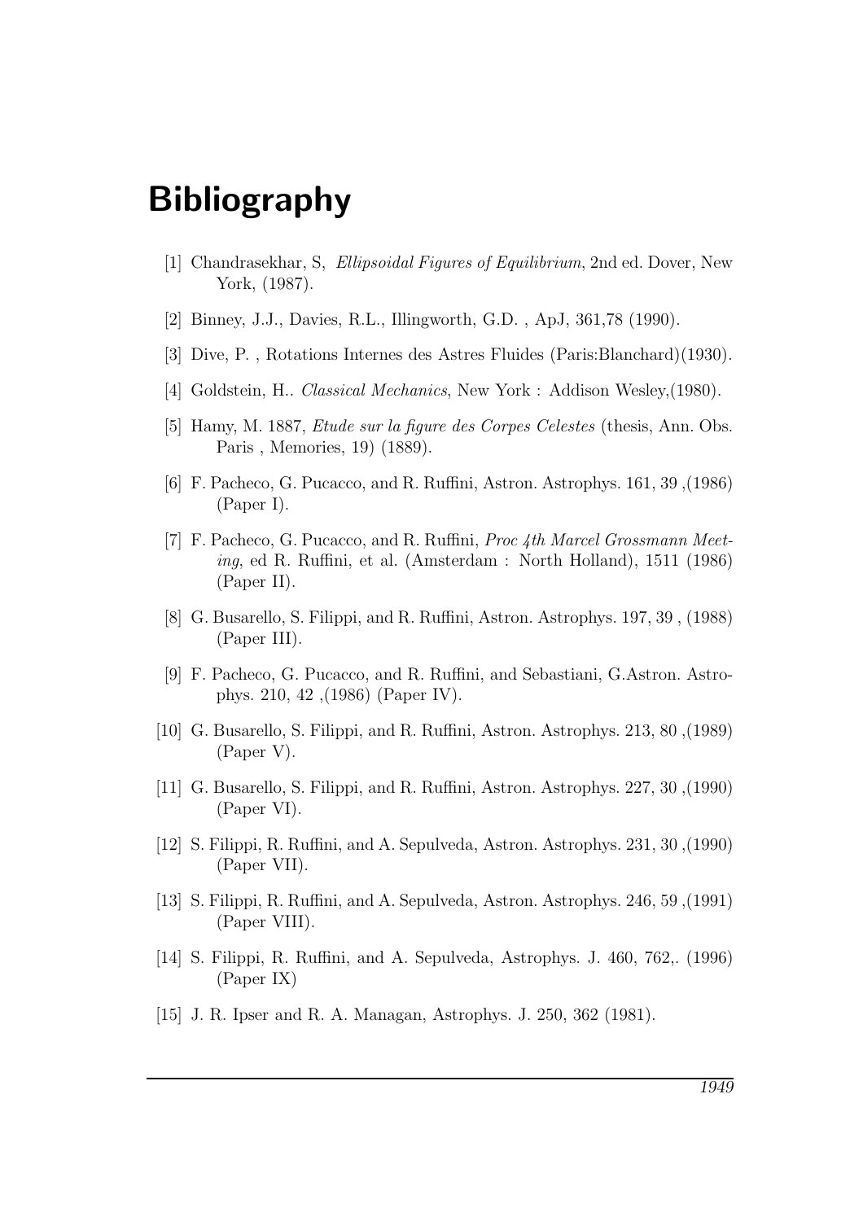# Bibliography

[1] Chandrasekhar, S, *Ellipsoidal Figures of Equilibrium*, 2nd ed. Dover, New York, (1987).

[2] Binney, J.J., Davies, R.L., Illingworth, G.D. , ApJ, 361,78 (1990).

[3] Dive, P. , Rotations Internes des Astres Fluides (Paris:Blanchard)(1930).

[4] Goldstein, H.. *Classical Mechanics*, New York : Addison Wesley,(1980).

[5] Hamy, M. 1887, *Etude sur la figure des Corpes Celestes* (thesis, Ann. Obs. Paris , Memories, 19) (1889).

[6] F. Pacheco, G. Pucacco, and R. Ruffini, Astron. Astrophys. 161, 39 ,(1986) (Paper I).

[7] F. Pacheco, G. Pucacco, and R. Ruffini, *Proc 4th Marcel Grossmann Meeting*, ed R. Ruffini, et al. (Amsterdam : North Holland), 1511 (1986) (Paper II).

[8] G. Busarello, S. Filippi, and R. Ruffini, Astron. Astrophys. 197, 39 , (1988) (Paper III).

[9] F. Pacheco, G. Pucacco, and R. Ruffini, and Sebastiani, G.Astron. Astrophys. 210, 42 ,(1986) (Paper IV).

[10] G. Busarello, S. Filippi, and R. Ruffini, Astron. Astrophys. 213, 80 ,(1989) (Paper V).

[11] G. Busarello, S. Filippi, and R. Ruffini, Astron. Astrophys. 227, 30 ,(1990) (Paper VI).

[12] S. Filippi, R. Ruffini, and A. Sepulveda, Astron. Astrophys. 231, 30 ,(1990) (Paper VII).

[13] S. Filippi, R. Ruffini, and A. Sepulveda, Astron. Astrophys. 246, 59 ,(1991) (Paper VIII).

[14] S. Filippi, R. Ruffini, and A. Sepulveda, Astrophys. J. 460, 762,. (1996) (Paper IX)

[15] J. R. Ipser and R. A. Managan, Astrophys. J. 250, 362 (1981).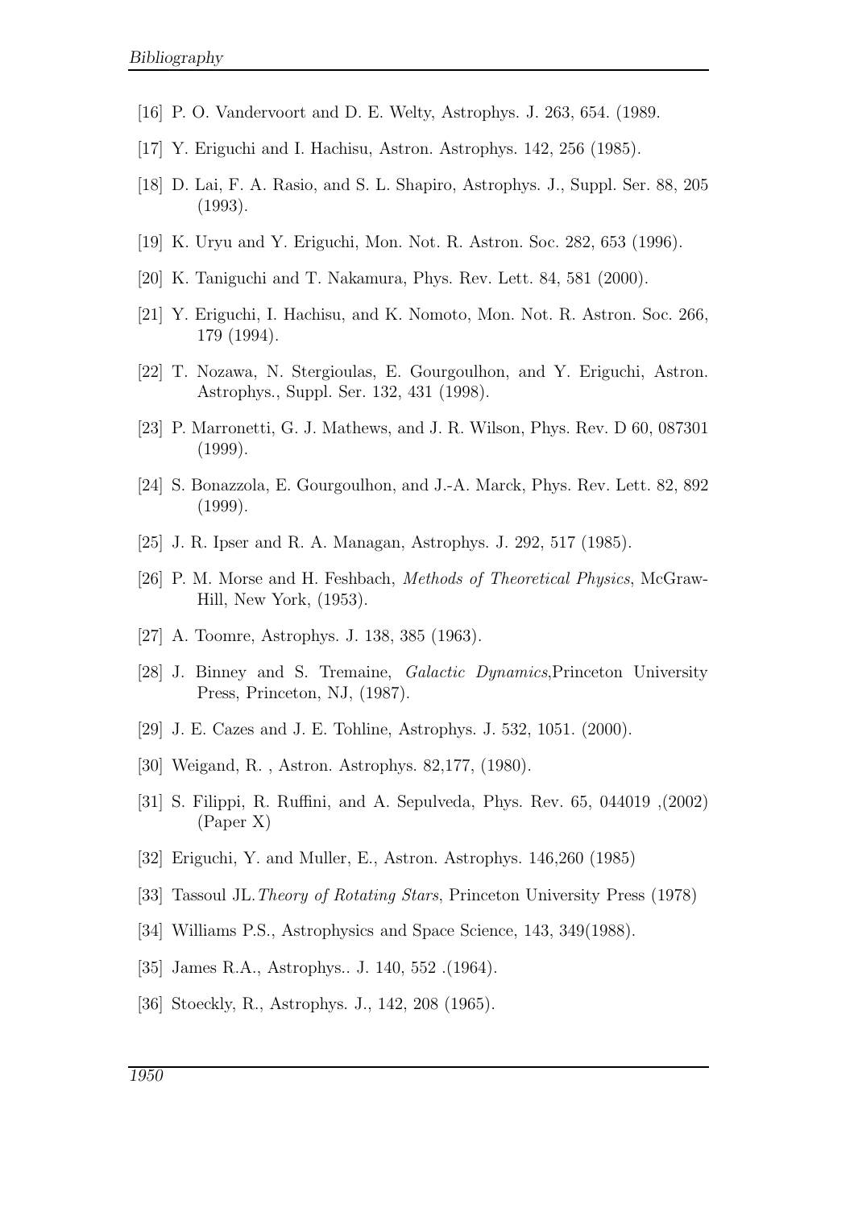[16] P. O. Vandervoort and D. E. Welty, Astrophys. J. 263, 654. (1989.

[17] Y. Eriguchi and I. Hachisu, Astron. Astrophys. 142, 256 (1985).

[18] D. Lai, F. A. Rasio, and S. L. Shapiro, Astrophys. J., Suppl. Ser. 88, 205 (1993).

[19] K. Uryu and Y. Eriguchi, Mon. Not. R. Astron. Soc. 282, 653 (1996).

[20] K. Taniguchi and T. Nakamura, Phys. Rev. Lett. 84, 581 (2000).

[21] Y. Eriguchi, I. Hachisu, and K. Nomoto, Mon. Not. R. Astron. Soc. 266, 179 (1994).

[22] T. Nozawa, N. Stergioulas, E. Gourgoulhon, and Y. Eriguchi, Astron. Astrophys., Suppl. Ser. 132, 431 (1998).

[23] P. Marronetti, G. J. Mathews, and J. R. Wilson, Phys. Rev. D 60, 087301 (1999).

[24] S. Bonazzola, E. Gourgoulhon, and J.-A. Marck, Phys. Rev. Lett. 82, 892 (1999).

[25] J. R. Ipser and R. A. Managan, Astrophys. J. 292, 517 (1985).

[26] P. M. Morse and H. Feshbach, *Methods of Theoretical Physics*, McGraw-Hill, New York, (1953).

[27] A. Toomre, Astrophys. J. 138, 385 (1963).

[28] J. Binney and S. Tremaine, *Galactic Dynamics*,Princeton University Press, Princeton, NJ, (1987).

[29] J. E. Cazes and J. E. Tohline, Astrophys. J. 532, 1051. (2000).

[30] Weigand, R. , Astron. Astrophys. 82,177, (1980).

[31] S. Filippi, R. Ruffini, and A. Sepulveda, Phys. Rev. 65, 044019 ,(2002) (Paper X)

[32] Eriguchi, Y. and Muller, E., Astron. Astrophys. 146,260 (1985)

[33] Tassoul JL.*Theory of Rotating Stars*, Princeton University Press (1978)

[34] Williams P.S., Astrophysics and Space Science, 143, 349(1988).

[35] James R.A., Astrophys.. J. 140, 552 .(1964).

[36] Stoeckly, R., Astrophys. J., 142, 208 (1965).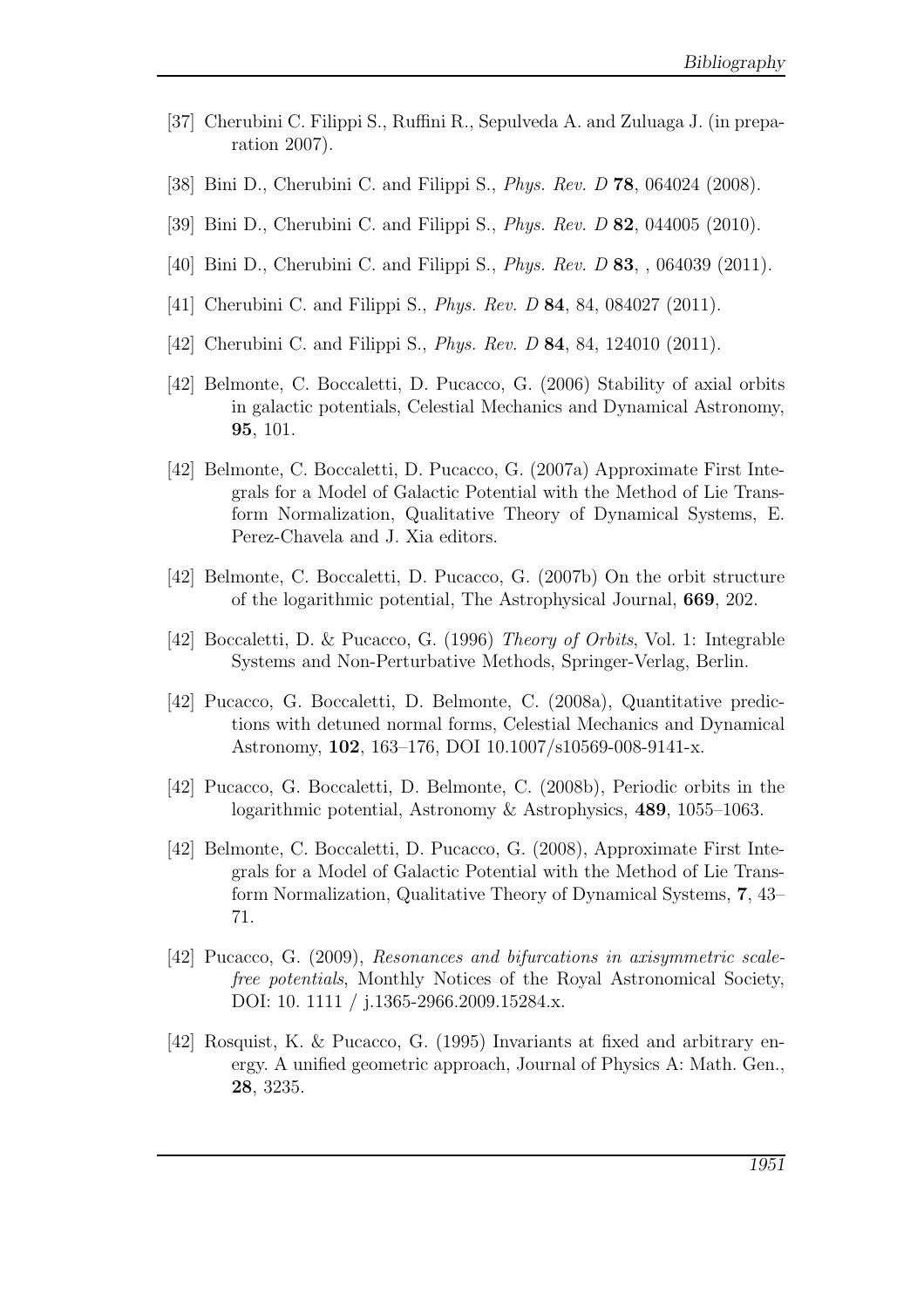[37] Cherubini C. Filippi S., Ruffini R., Sepulveda A. and Zuluaga J. (in preparation 2007).

[38] Bini D., Cherubini C. and Filippi S., *Phys. Rev. D* **78**, 064024 (2008).

[39] Bini D., Cherubini C. and Filippi S., *Phys. Rev. D* **82**, 044005 (2010).

[40] Bini D., Cherubini C. and Filippi S., *Phys. Rev. D* **83**, , 064039 (2011).

[41] Cherubini C. and Filippi S., *Phys. Rev. D* **84**, 84, 084027 (2011).

[42] Cherubini C. and Filippi S., *Phys. Rev. D* **84**, 84, 124010 (2011).

[42] Belmonte, C. Boccaletti, D. Pucacco, G. (2006) Stability of axial orbits in galactic potentials, Celestial Mechanics and Dynamical Astronomy, **95**, 101.

[42] Belmonte, C. Boccaletti, D. Pucacco, G. (2007a) Approximate First Integrals for a Model of Galactic Potential with the Method of Lie Transform Normalization, Qualitative Theory of Dynamical Systems, E. Perez-Chavela and J. Xia editors.

[42] Belmonte, C. Boccaletti, D. Pucacco, G. (2007b) On the orbit structure of the logarithmic potential, The Astrophysical Journal, **669**, 202.

[42] Boccaletti, D. & Pucacco, G. (1996) *Theory of Orbits*, Vol. 1: Integrable Systems and Non-Perturbative Methods, Springer-Verlag, Berlin.

[42] Pucacco, G. Boccaletti, D. Belmonte, C. (2008a), Quantitative predictions with detuned normal forms, Celestial Mechanics and Dynamical Astronomy, **102**, 163–176, DOI 10.1007/s10569-008-9141-x.

[42] Pucacco, G. Boccaletti, D. Belmonte, C. (2008b), Periodic orbits in the logarithmic potential, Astronomy & Astrophysics, **489**, 1055–1063.

[42] Belmonte, C. Boccaletti, D. Pucacco, G. (2008), Approximate First Integrals for a Model of Galactic Potential with the Method of Lie Transform Normalization, Qualitative Theory of Dynamical Systems, **7**, 43–71.

[42] Pucacco, G. (2009), *Resonances and bifurcations in axisymmetric scale-free potentials*, Monthly Notices of the Royal Astronomical Society, DOI: 10. 1111 / j.1365-2966.2009.15284.x.

[42] Rosquist, K. & Pucacco, G. (1995) Invariants at fixed and arbitrary energy. A unified geometric approach, Journal of Physics A: Math. Gen., **28**, 3235.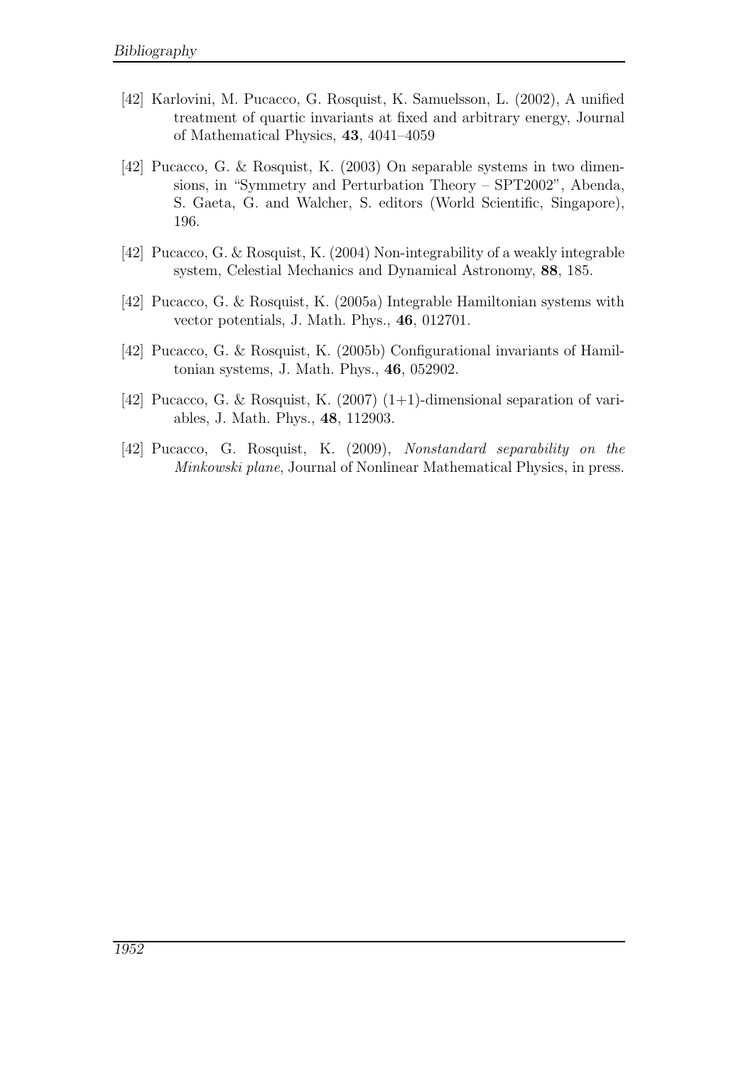[42] Karlovini, M. Pucacco, G. Rosquist, K. Samuelsson, L. (2002), A unified treatment of quartic invariants at fixed and arbitrary energy, Journal of Mathematical Physics, **43**, 4041–4059

[42] Pucacco, G. & Rosquist, K. (2003) On separable systems in two dimensions, in "Symmetry and Perturbation Theory – SPT2002", Abenda, S. Gaeta, G. and Walcher, S. editors (World Scientific, Singapore), 196.

[42] Pucacco, G. & Rosquist, K. (2004) Non-integrability of a weakly integrable system, Celestial Mechanics and Dynamical Astronomy, **88**, 185.

[42] Pucacco, G. & Rosquist, K. (2005a) Integrable Hamiltonian systems with vector potentials, J. Math. Phys., **46**, 012701.

[42] Pucacco, G. & Rosquist, K. (2005b) Configurational invariants of Hamiltonian systems, J. Math. Phys., **46**, 052902.

[42] Pucacco, G. & Rosquist, K. (2007) (1+1)-dimensional separation of variables, J. Math. Phys., **48**, 112903.

[42] Pucacco, G. Rosquist, K. (2009), *Nonstandard separability on the Minkowski plane*, Journal of Nonlinear Mathematical Physics, in press.